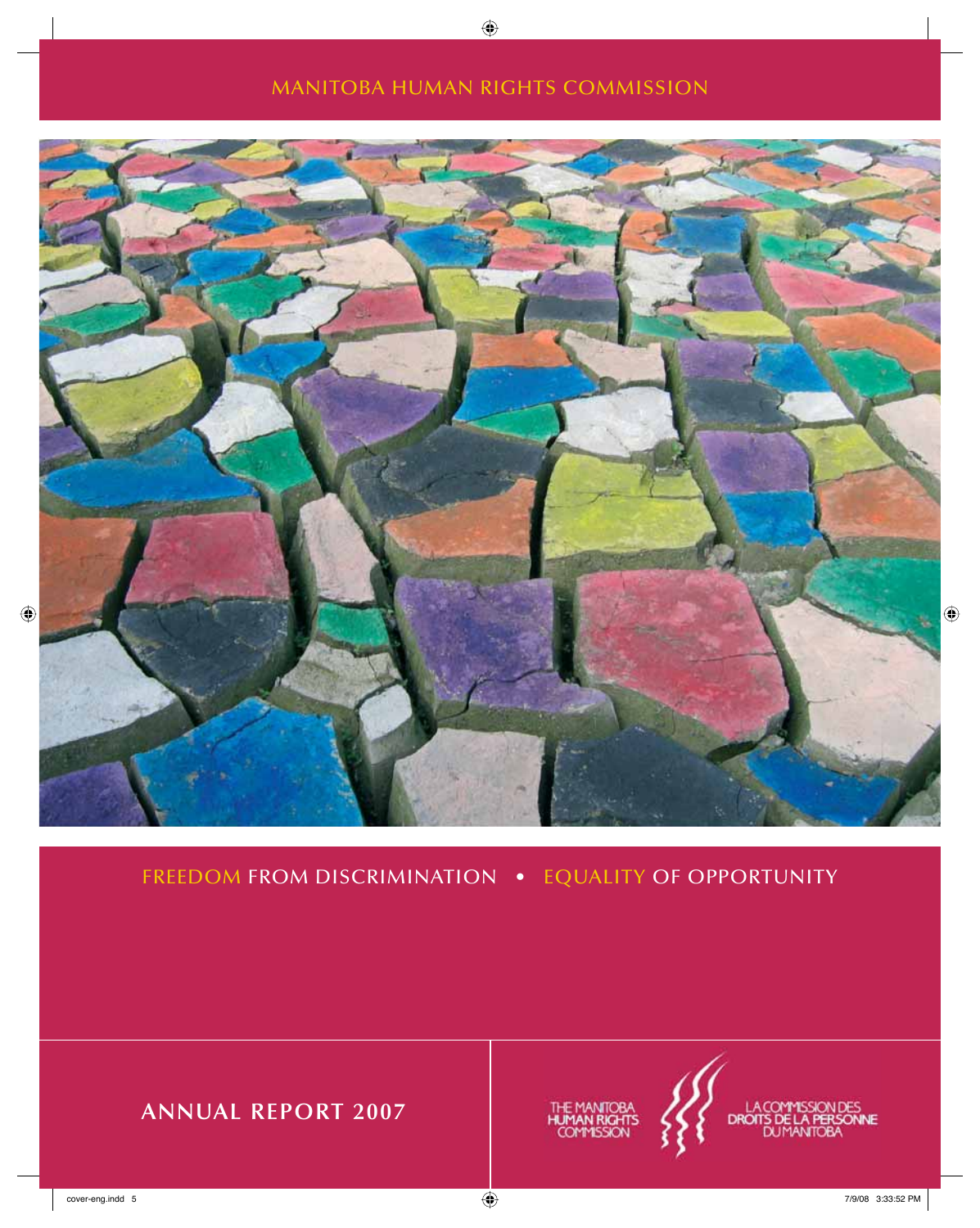MANITOBA HUMAN RIGHTS COMMISSION

FREEDOM FROM DISCRIMINATION • EQUALITY OF OPPORTUNITY

# ANNUAL REPORT 2007

THE MANITOBA HUMAN RIGHTS COMMISSION

LA COMMISSION DES DROITS DE LA PERSONNE DU MANITOBA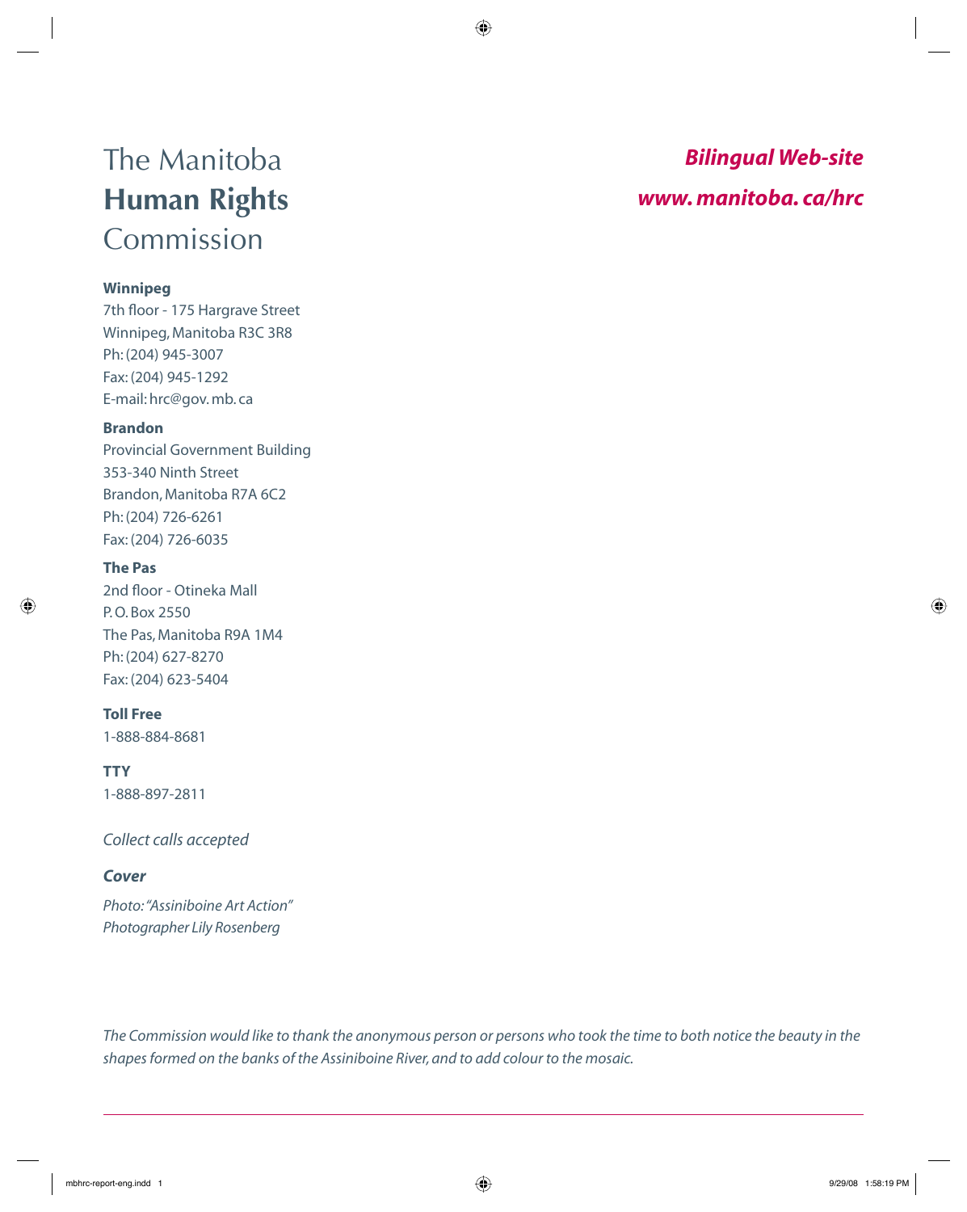# The Manitoba **Human Rights** Commission

***Bilingual Web-site***

***www. manitoba. ca/hrc***

**Winnipeg**
7th floor - 175 Hargrave Street
Winnipeg, Manitoba R3C 3R8
Ph: (204) 945-3007
Fax: (204) 945-1292
E-mail: hrc@gov. mb. ca

**Brandon**
Provincial Government Building
353-340 Ninth Street
Brandon, Manitoba R7A 6C2
Ph: (204) 726-6261
Fax: (204) 726-6035

**The Pas**
2nd floor - Otineka Mall
P. O. Box 2550
The Pas, Manitoba R9A 1M4
Ph: (204) 627-8270
Fax: (204) 623-5404

**Toll Free**
1-888-884-8681

**TTY**
1-888-897-2811

*Collect calls accepted*

***Cover***

*Photo: "Assiniboine Art Action"*
*Photographer Lily Rosenberg*

*The Commission would like to thank the anonymous person or persons who took the time to both notice the beauty in the shapes formed on the banks of the Assiniboine River, and to add colour to the mosaic.*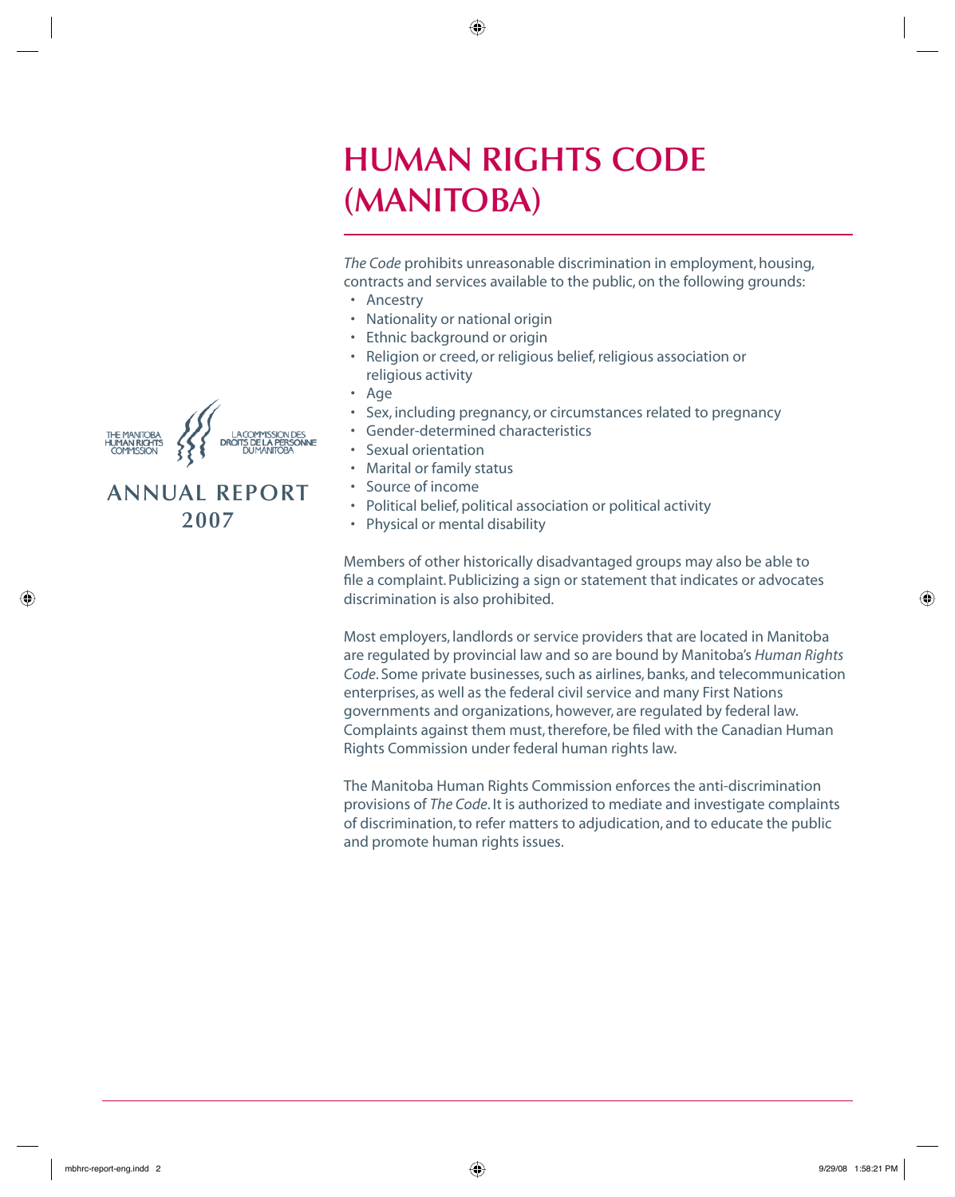# HUMAN RIGHTS CODE (MANITOBA)

THE MANITOBA HUMAN RIGHTS COMMISSION

LA COMMISSION DES DROITS DE LA PERSONNE DU MANITOBA

ANNUAL REPORT 2007

*The Code* prohibits unreasonable discrimination in employment, housing, contracts and services available to the public, on the following grounds:

- Ancestry
- Nationality or national origin
- Ethnic background or origin
- Religion or creed, or religious belief, religious association or religious activity
- Age
- Sex, including pregnancy, or circumstances related to pregnancy
- Gender-determined characteristics
- Sexual orientation
- Marital or family status
- Source of income
- Political belief, political association or political activity
- Physical or mental disability

Members of other historically disadvantaged groups may also be able to file a complaint. Publicizing a sign or statement that indicates or advocates discrimination is also prohibited.

Most employers, landlords or service providers that are located in Manitoba are regulated by provincial law and so are bound by Manitoba's *Human Rights Code*. Some private businesses, such as airlines, banks, and telecommunication enterprises, as well as the federal civil service and many First Nations governments and organizations, however, are regulated by federal law. Complaints against them must, therefore, be filed with the Canadian Human Rights Commission under federal human rights law.

The Manitoba Human Rights Commission enforces the anti-discrimination provisions of *The Code*. It is authorized to mediate and investigate complaints of discrimination, to refer matters to adjudication, and to educate the public and promote human rights issues.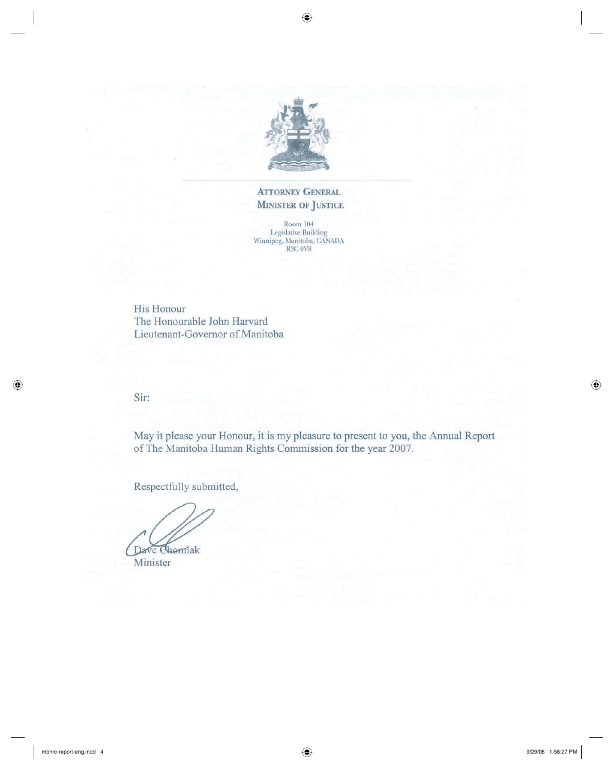**ATTORNEY GENERAL**
**MINISTER OF JUSTICE**

Room 104
Legislative Building
Winnipeg, Manitoba, CANADA
R3C 0V8

His Honour
The Honourable John Harvard
Lieutenant-Governor of Manitoba

Sir:

May it please your Honour, it is my pleasure to present to you, the Annual Report of The Manitoba Human Rights Commission for the year 2007.

Respectfully submitted,

Dave Chomiak
Minister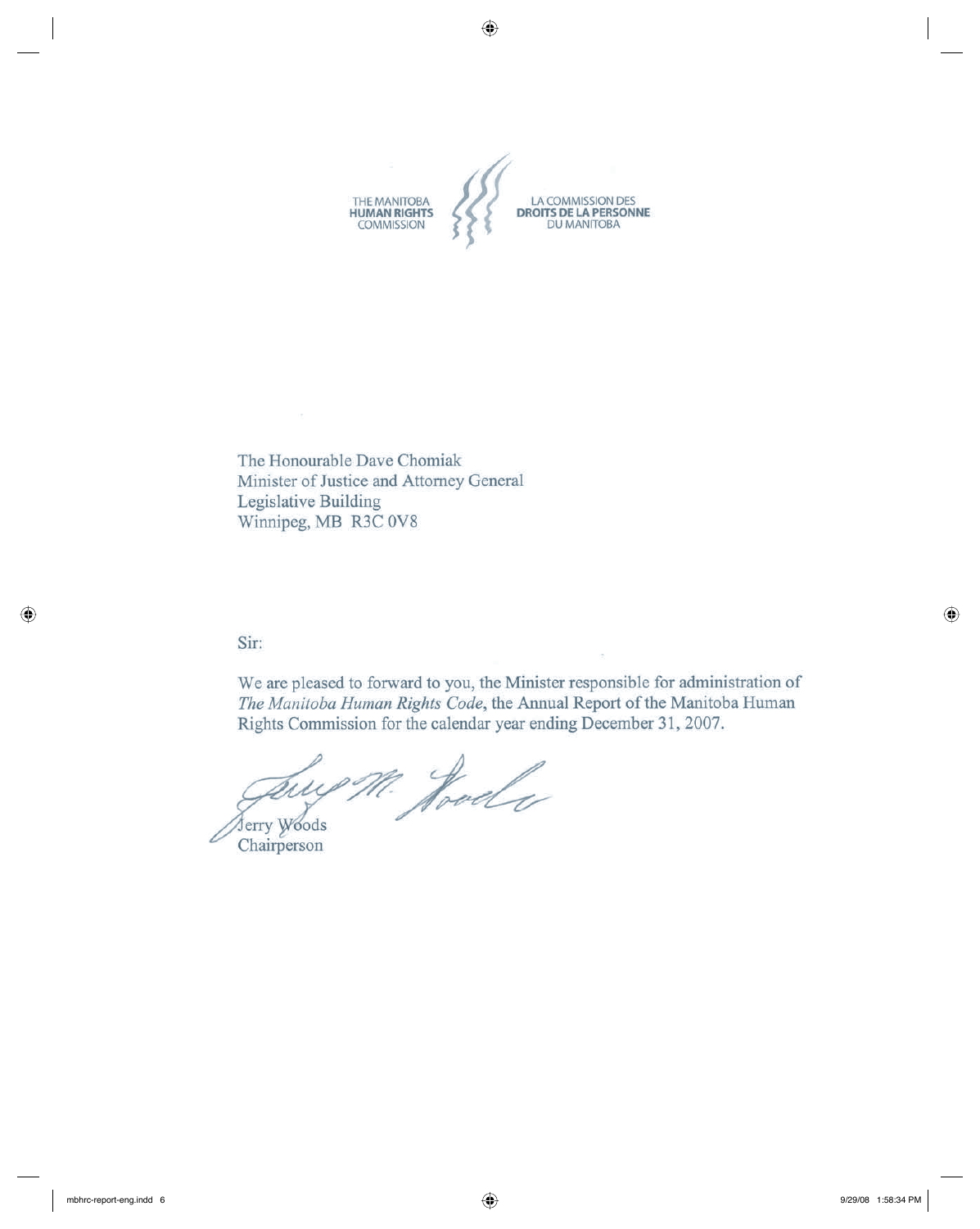THE MANITOBA **HUMAN RIGHTS** COMMISSION

LA COMMISSION DES **DROITS DE LA PERSONNE** DU MANITOBA

The Honourable Dave Chomiak
Minister of Justice and Attorney General
Legislative Building
Winnipeg, MB R3C 0V8

Sir:

We are pleased to forward to you, the Minister responsible for administration of *The Manitoba Human Rights Code*, the Annual Report of the Manitoba Human Rights Commission for the calendar year ending December 31, 2007.

Jerry Woods
Chairperson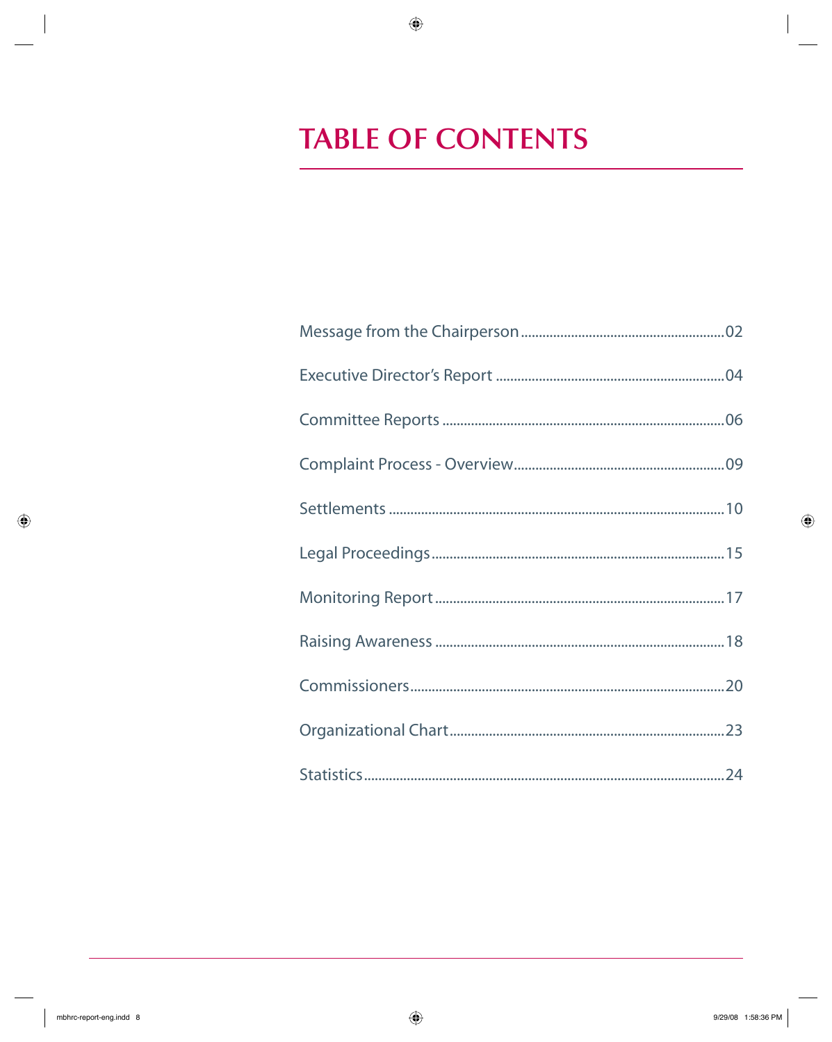# TABLE OF CONTENTS

Message from the Chairperson........................................................02

Executive Director's Report ...............................................................04

Committee Reports .............................................................................06

Complaint Process - Overview...........................................................09

Settlements ............................................................................................10

Legal Proceedings.................................................................................15

Monitoring Report................................................................................17

Raising Awareness ................................................................................18

Commissioners.......................................................................................20

Organizational Chart............................................................................23

Statistics....................................................................................................24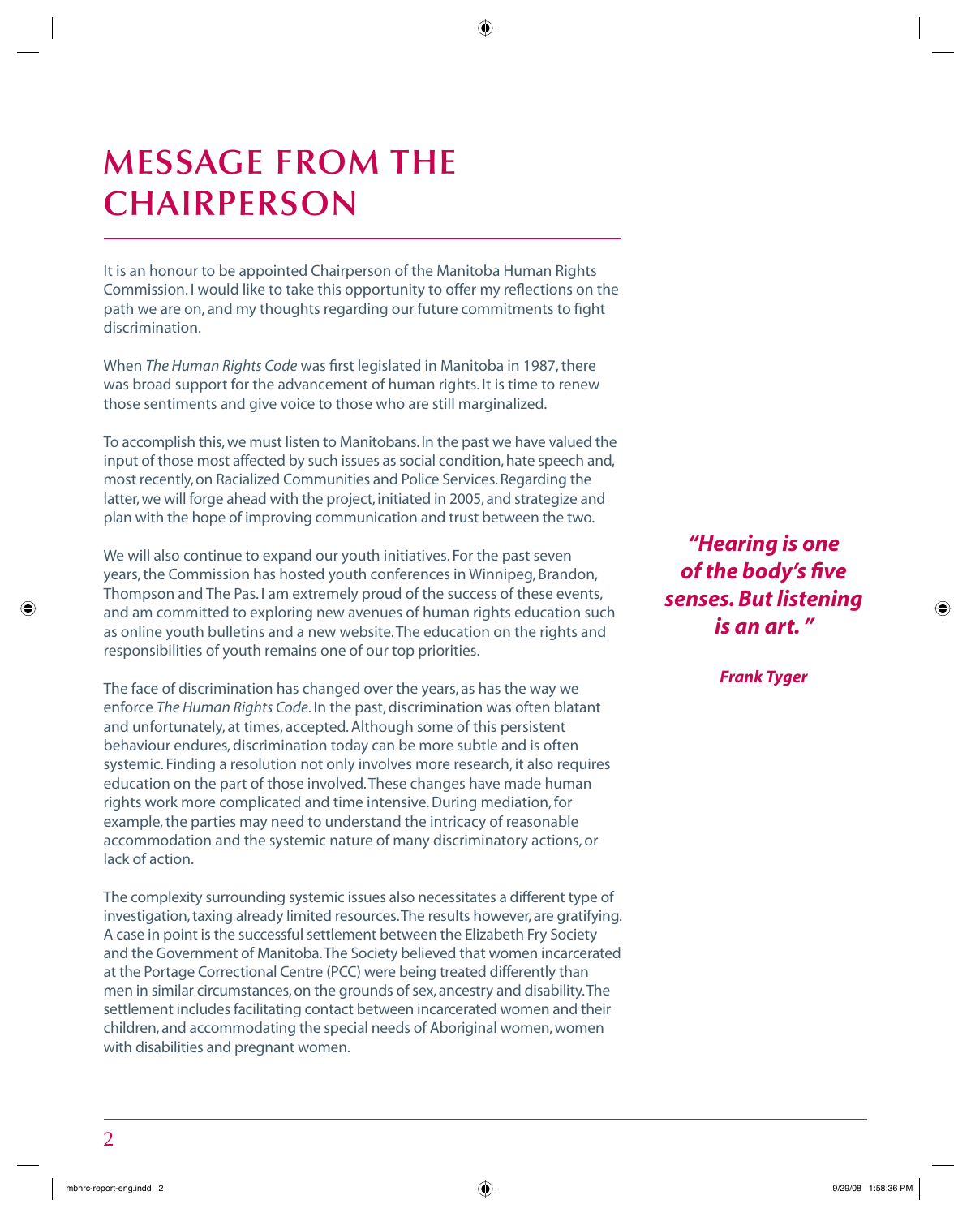# MESSAGE FROM THE CHAIRPERSON

It is an honour to be appointed Chairperson of the Manitoba Human Rights Commission. I would like to take this opportunity to offer my reflections on the path we are on, and my thoughts regarding our future commitments to fight discrimination.

When *The Human Rights Code* was first legislated in Manitoba in 1987, there was broad support for the advancement of human rights. It is time to renew those sentiments and give voice to those who are still marginalized.

To accomplish this, we must listen to Manitobans. In the past we have valued the input of those most affected by such issues as social condition, hate speech and, most recently, on Racialized Communities and Police Services. Regarding the latter, we will forge ahead with the project, initiated in 2005, and strategize and plan with the hope of improving communication and trust between the two.

We will also continue to expand our youth initiatives. For the past seven years, the Commission has hosted youth conferences in Winnipeg, Brandon, Thompson and The Pas. I am extremely proud of the success of these events, and am committed to exploring new avenues of human rights education such as online youth bulletins and a new website. The education on the rights and responsibilities of youth remains one of our top priorities.

***"Hearing is one of the body's five senses. But listening is an art."***

***Frank Tyger***

The face of discrimination has changed over the years, as has the way we enforce *The Human Rights Code*. In the past, discrimination was often blatant and unfortunately, at times, accepted. Although some of this persistent behaviour endures, discrimination today can be more subtle and is often systemic. Finding a resolution not only involves more research, it also requires education on the part of those involved. These changes have made human rights work more complicated and time intensive. During mediation, for example, the parties may need to understand the intricacy of reasonable accommodation and the systemic nature of many discriminatory actions, or lack of action.

The complexity surrounding systemic issues also necessitates a different type of investigation, taxing already limited resources. The results however, are gratifying. A case in point is the successful settlement between the Elizabeth Fry Society and the Government of Manitoba. The Society believed that women incarcerated at the Portage Correctional Centre (PCC) were being treated differently than men in similar circumstances, on the grounds of sex, ancestry and disability. The settlement includes facilitating contact between incarcerated women and their children, and accommodating the special needs of Aboriginal women, women with disabilities and pregnant women.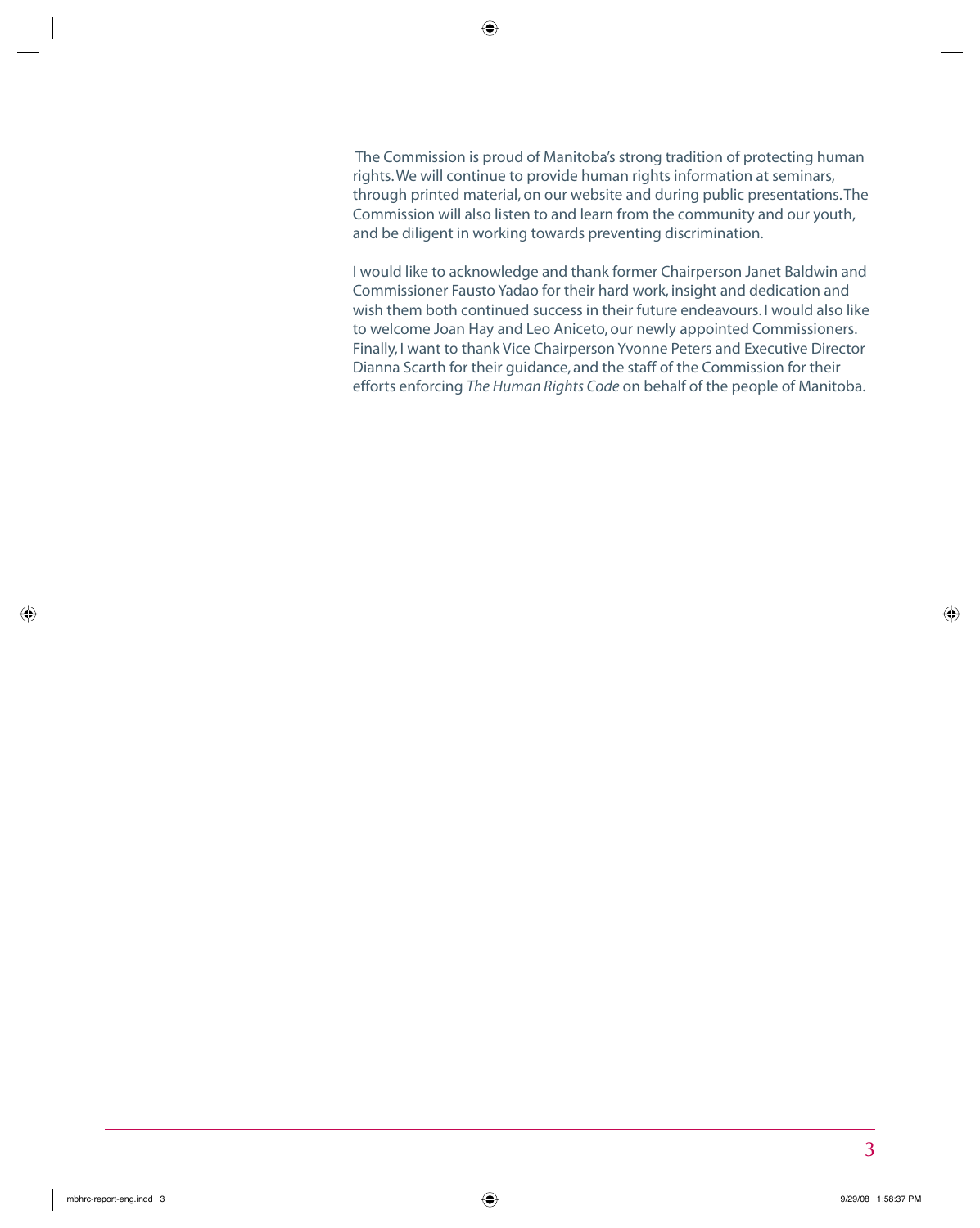The Commission is proud of Manitoba's strong tradition of protecting human rights. We will continue to provide human rights information at seminars, through printed material, on our website and during public presentations. The Commission will also listen to and learn from the community and our youth, and be diligent in working towards preventing discrimination.

I would like to acknowledge and thank former Chairperson Janet Baldwin and Commissioner Fausto Yadao for their hard work, insight and dedication and wish them both continued success in their future endeavours. I would also like to welcome Joan Hay and Leo Aniceto, our newly appointed Commissioners. Finally, I want to thank Vice Chairperson Yvonne Peters and Executive Director Dianna Scarth for their guidance, and the staff of the Commission for their efforts enforcing *The Human Rights Code* on behalf of the people of Manitoba.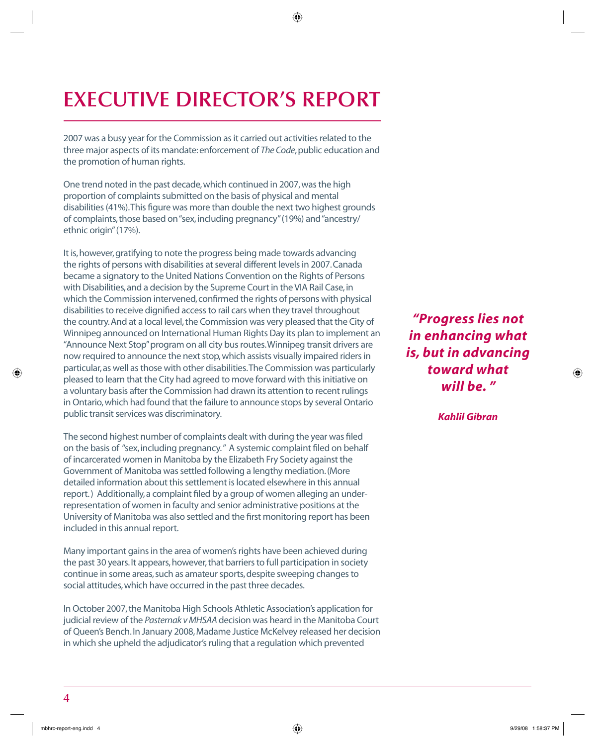# EXECUTIVE DIRECTOR'S REPORT

2007 was a busy year for the Commission as it carried out activities related to the three major aspects of its mandate: enforcement of *The Code*, public education and the promotion of human rights.

One trend noted in the past decade, which continued in 2007, was the high proportion of complaints submitted on the basis of physical and mental disabilities (41%). This figure was more than double the next two highest grounds of complaints, those based on "sex, including pregnancy" (19%) and "ancestry/ ethnic origin" (17%).

It is, however, gratifying to note the progress being made towards advancing the rights of persons with disabilities at several different levels in 2007. Canada became a signatory to the United Nations Convention on the Rights of Persons with Disabilities, and a decision by the Supreme Court in the VIA Rail Case, in which the Commission intervened, confirmed the rights of persons with physical disabilities to receive dignified access to rail cars when they travel throughout the country. And at a local level, the Commission was very pleased that the City of Winnipeg announced on International Human Rights Day its plan to implement an "Announce Next Stop" program on all city bus routes. Winnipeg transit drivers are now required to announce the next stop, which assists visually impaired riders in particular, as well as those with other disabilities. The Commission was particularly pleased to learn that the City had agreed to move forward with this initiative on a voluntary basis after the Commission had drawn its attention to recent rulings in Ontario, which had found that the failure to announce stops by several Ontario public transit services was discriminatory.

> ***"Progress lies not in enhancing what is, but in advancing toward what will be."***
>
> ***Kahlil Gibran***

The second highest number of complaints dealt with during the year was filed on the basis of "sex, including pregnancy." A systemic complaint filed on behalf of incarcerated women in Manitoba by the Elizabeth Fry Society against the Government of Manitoba was settled following a lengthy mediation. (More detailed information about this settlement is located elsewhere in this annual report.) Additionally, a complaint filed by a group of women alleging an under-representation of women in faculty and senior administrative positions at the University of Manitoba was also settled and the first monitoring report has been included in this annual report.

Many important gains in the area of women's rights have been achieved during the past 30 years. It appears, however, that barriers to full participation in society continue in some areas, such as amateur sports, despite sweeping changes to social attitudes, which have occurred in the past three decades.

In October 2007, the Manitoba High Schools Athletic Association's application for judicial review of the *Pasternak v MHSAA* decision was heard in the Manitoba Court of Queen's Bench. In January 2008, Madame Justice McKelvey released her decision in which she upheld the adjudicator's ruling that a regulation which prevented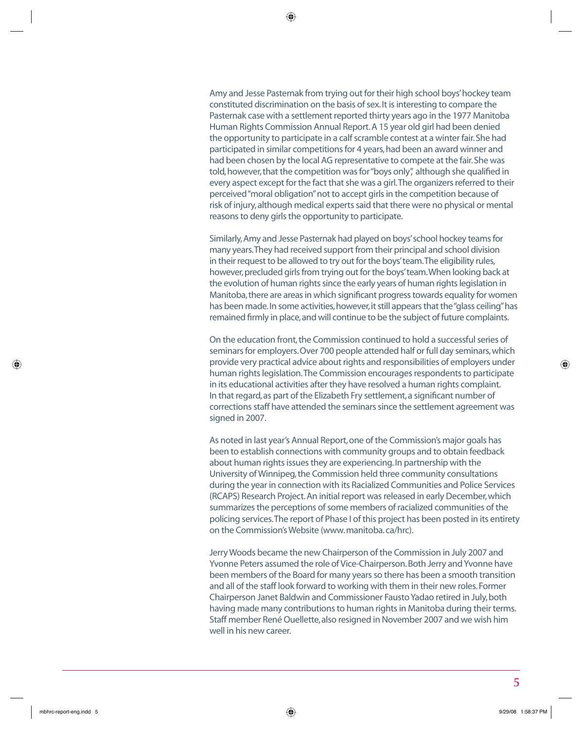Amy and Jesse Pasternak from trying out for their high school boys' hockey team constituted discrimination on the basis of sex. It is interesting to compare the Pasternak case with a settlement reported thirty years ago in the 1977 Manitoba Human Rights Commission Annual Report. A 15 year old girl had been denied the opportunity to participate in a calf scramble contest at a winter fair. She had participated in similar competitions for 4 years, had been an award winner and had been chosen by the local AG representative to compete at the fair. She was told, however, that the competition was for "boys only", although she qualified in every aspect except for the fact that she was a girl. The organizers referred to their perceived "moral obligation" not to accept girls in the competition because of risk of injury, although medical experts said that there were no physical or mental reasons to deny girls the opportunity to participate.

Similarly, Amy and Jesse Pasternak had played on boys' school hockey teams for many years. They had received support from their principal and school division in their request to be allowed to try out for the boys' team. The eligibility rules, however, precluded girls from trying out for the boys' team. When looking back at the evolution of human rights since the early years of human rights legislation in Manitoba, there are areas in which significant progress towards equality for women has been made. In some activities, however, it still appears that the "glass ceiling" has remained firmly in place, and will continue to be the subject of future complaints.

On the education front, the Commission continued to hold a successful series of seminars for employers. Over 700 people attended half or full day seminars, which provide very practical advice about rights and responsibilities of employers under human rights legislation. The Commission encourages respondents to participate in its educational activities after they have resolved a human rights complaint. In that regard, as part of the Elizabeth Fry settlement, a significant number of corrections staff have attended the seminars since the settlement agreement was signed in 2007.

As noted in last year's Annual Report, one of the Commission's major goals has been to establish connections with community groups and to obtain feedback about human rights issues they are experiencing. In partnership with the University of Winnipeg, the Commission held three community consultations during the year in connection with its Racialized Communities and Police Services (RCAPS) Research Project. An initial report was released in early December, which summarizes the perceptions of some members of racialized communities of the policing services. The report of Phase I of this project has been posted in its entirety on the Commission's Website (www.manitoba.ca/hrc).

Jerry Woods became the new Chairperson of the Commission in July 2007 and Yvonne Peters assumed the role of Vice-Chairperson. Both Jerry and Yvonne have been members of the Board for many years so there has been a smooth transition and all of the staff look forward to working with them in their new roles. Former Chairperson Janet Baldwin and Commissioner Fausto Yadao retired in July, both having made many contributions to human rights in Manitoba during their terms. Staff member René Ouellette, also resigned in November 2007 and we wish him well in his new career.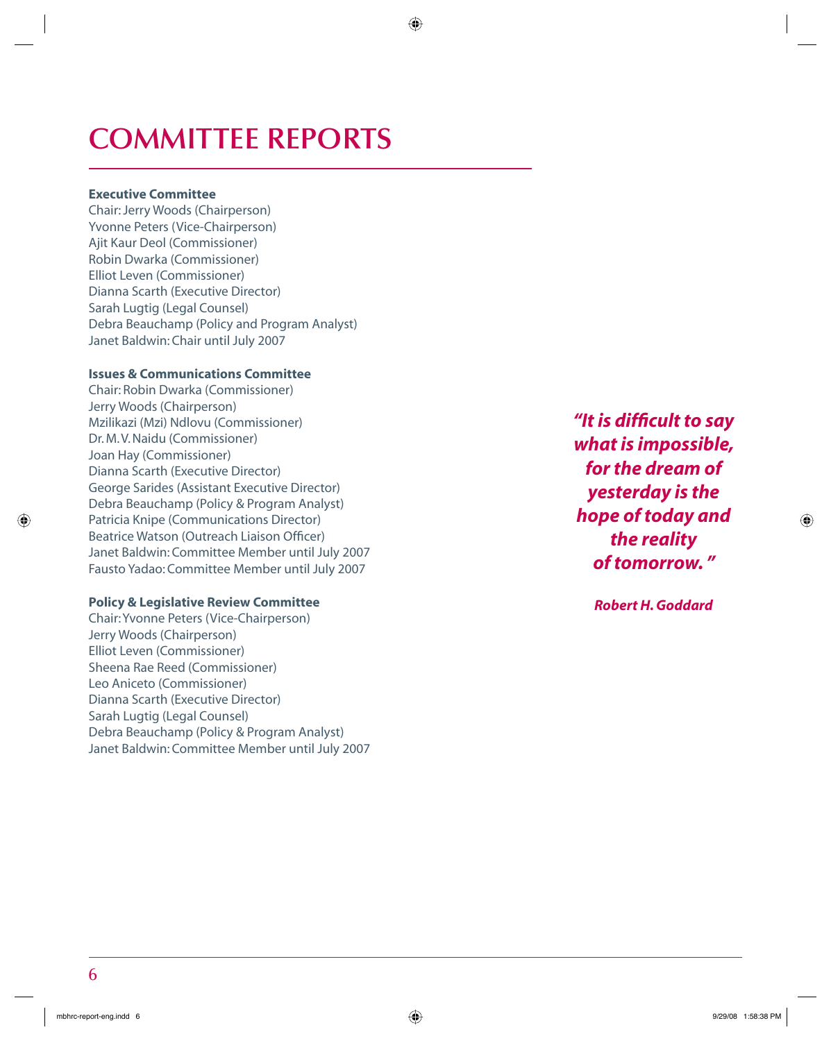# COMMITTEE REPORTS

**Executive Committee**
Chair: Jerry Woods (Chairperson)
Yvonne Peters (Vice-Chairperson)
Ajit Kaur Deol (Commissioner)
Robin Dwarka (Commissioner)
Elliot Leven (Commissioner)
Dianna Scarth (Executive Director)
Sarah Lugtig (Legal Counsel)
Debra Beauchamp (Policy and Program Analyst)
Janet Baldwin: Chair until July 2007

**Issues & Communications Committee**
Chair: Robin Dwarka (Commissioner)
Jerry Woods (Chairperson)
Mzilikazi (Mzi) Ndlovu (Commissioner)
Dr. M. V. Naidu (Commissioner)
Joan Hay (Commissioner)
Dianna Scarth (Executive Director)
George Sarides (Assistant Executive Director)
Debra Beauchamp (Policy & Program Analyst)
Patricia Knipe (Communications Director)
Beatrice Watson (Outreach Liaison Officer)
Janet Baldwin: Committee Member until July 2007
Fausto Yadao: Committee Member until July 2007

**Policy & Legislative Review Committee**
Chair: Yvonne Peters (Vice-Chairperson)
Jerry Woods (Chairperson)
Elliot Leven (Commissioner)
Sheena Rae Reed (Commissioner)
Leo Aniceto (Commissioner)
Dianna Scarth (Executive Director)
Sarah Lugtig (Legal Counsel)
Debra Beauchamp (Policy & Program Analyst)
Janet Baldwin: Committee Member until July 2007

***"It is difficult to say what is impossible, for the dream of yesterday is the hope of today and the reality of tomorrow."***

***Robert H. Goddard***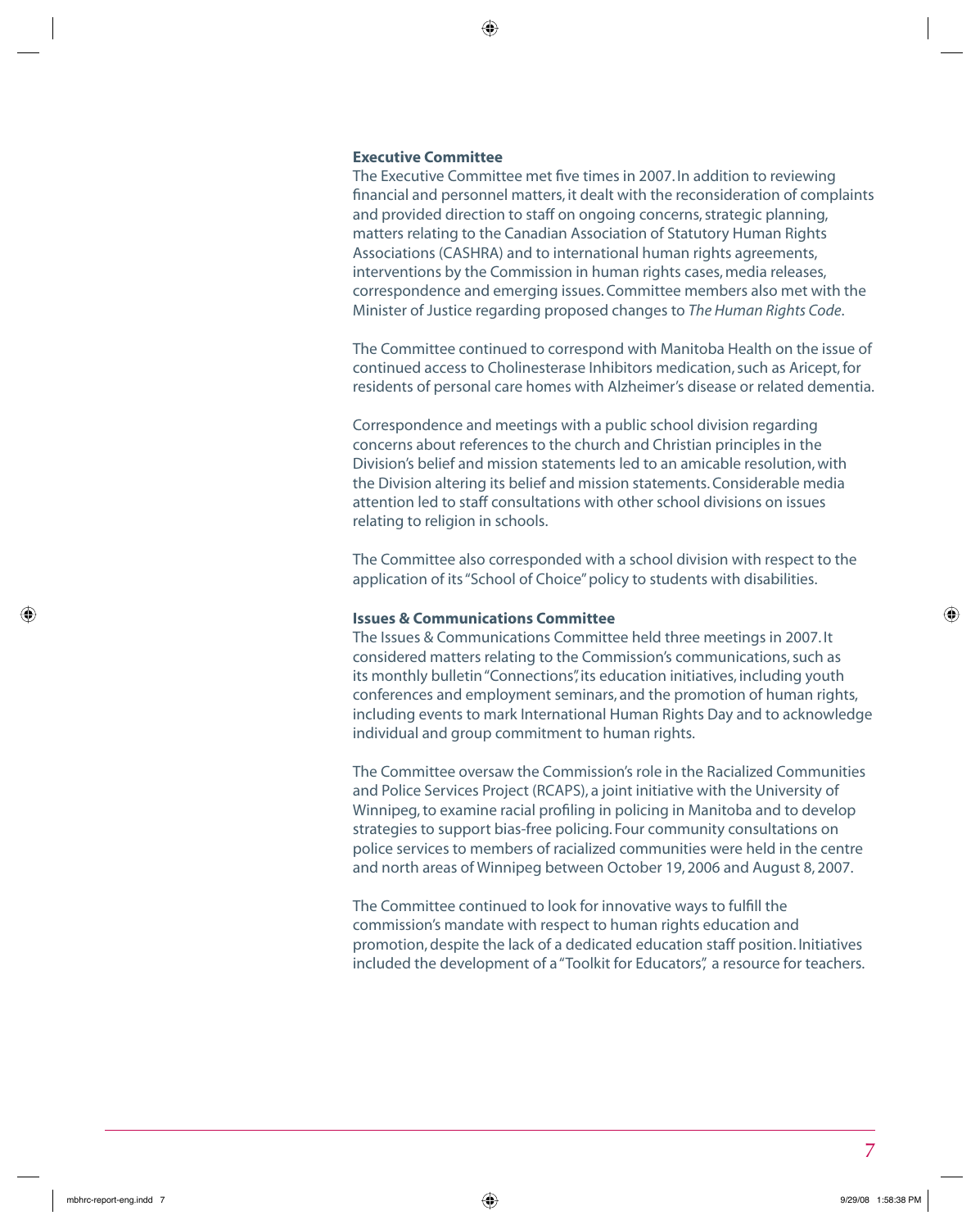### Executive Committee

The Executive Committee met five times in 2007. In addition to reviewing financial and personnel matters, it dealt with the reconsideration of complaints and provided direction to staff on ongoing concerns, strategic planning, matters relating to the Canadian Association of Statutory Human Rights Associations (CASHRA) and to international human rights agreements, interventions by the Commission in human rights cases, media releases, correspondence and emerging issues. Committee members also met with the Minister of Justice regarding proposed changes to *The Human Rights Code*.

The Committee continued to correspond with Manitoba Health on the issue of continued access to Cholinesterase Inhibitors medication, such as Aricept, for residents of personal care homes with Alzheimer's disease or related dementia.

Correspondence and meetings with a public school division regarding concerns about references to the church and Christian principles in the Division's belief and mission statements led to an amicable resolution, with the Division altering its belief and mission statements. Considerable media attention led to staff consultations with other school divisions on issues relating to religion in schools.

The Committee also corresponded with a school division with respect to the application of its "School of Choice" policy to students with disabilities.

### Issues & Communications Committee

The Issues & Communications Committee held three meetings in 2007. It considered matters relating to the Commission's communications, such as its monthly bulletin "Connections", its education initiatives, including youth conferences and employment seminars, and the promotion of human rights, including events to mark International Human Rights Day and to acknowledge individual and group commitment to human rights.

The Committee oversaw the Commission's role in the Racialized Communities and Police Services Project (RCAPS), a joint initiative with the University of Winnipeg, to examine racial profiling in policing in Manitoba and to develop strategies to support bias-free policing. Four community consultations on police services to members of racialized communities were held in the centre and north areas of Winnipeg between October 19, 2006 and August 8, 2007.

The Committee continued to look for innovative ways to fulfill the commission's mandate with respect to human rights education and promotion, despite the lack of a dedicated education staff position. Initiatives included the development of a "Toolkit for Educators", a resource for teachers.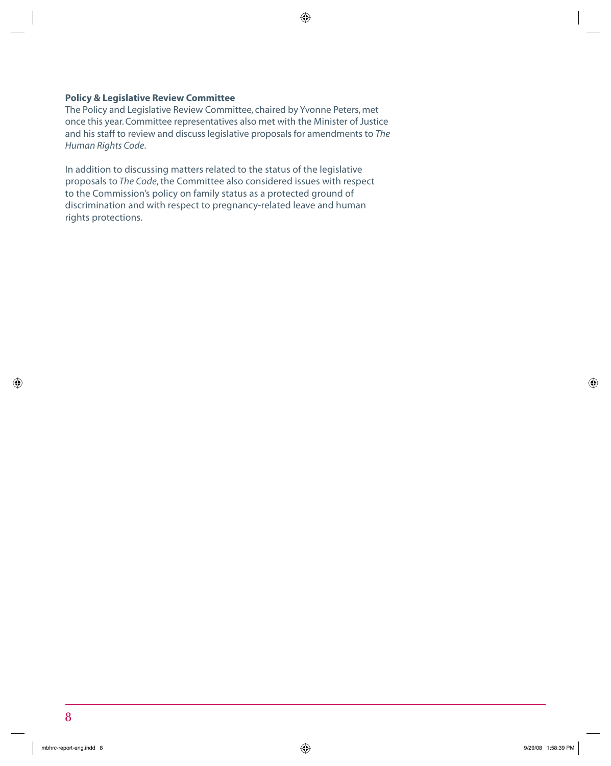### Policy & Legislative Review Committee

The Policy and Legislative Review Committee, chaired by Yvonne Peters, met once this year. Committee representatives also met with the Minister of Justice and his staff to review and discuss legislative proposals for amendments to *The Human Rights Code*.

In addition to discussing matters related to the status of the legislative proposals to *The Code*, the Committee also considered issues with respect to the Commission's policy on family status as a protected ground of discrimination and with respect to pregnancy-related leave and human rights protections.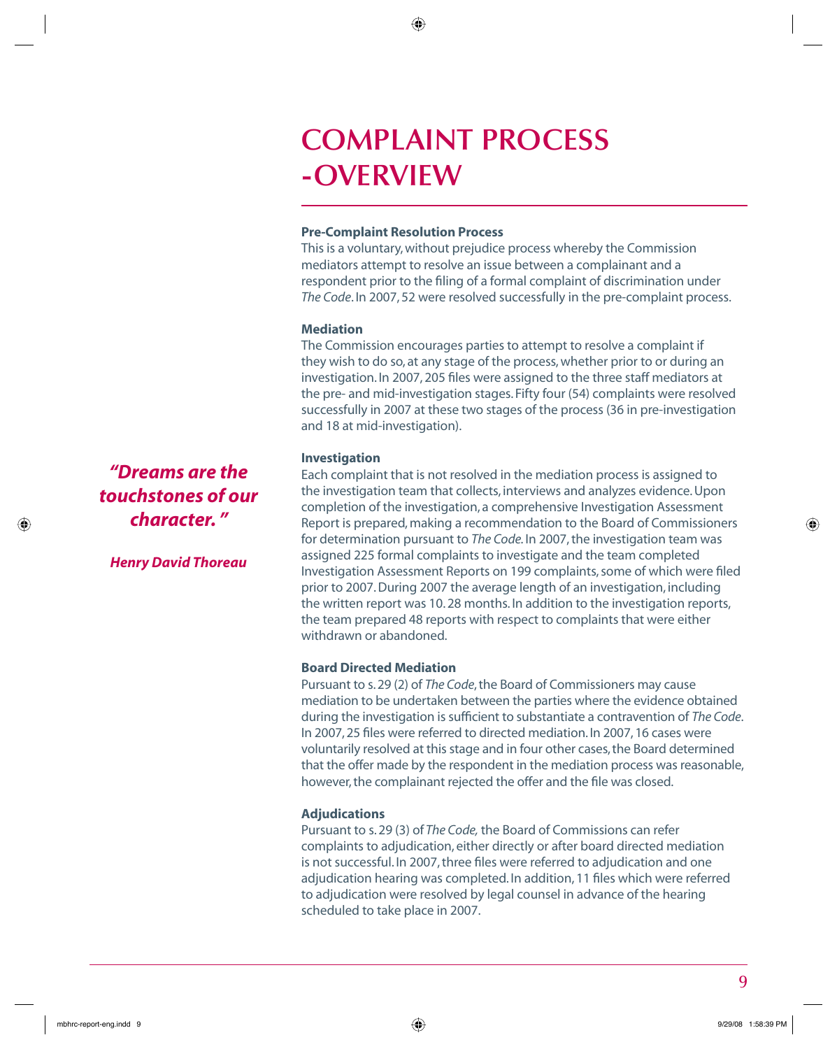# COMPLAINT PROCESS -OVERVIEW

### Pre-Complaint Resolution Process

This is a voluntary, without prejudice process whereby the Commission mediators attempt to resolve an issue between a complainant and a respondent prior to the filing of a formal complaint of discrimination under *The Code*. In 2007, 52 were resolved successfully in the pre-complaint process.

### Mediation

The Commission encourages parties to attempt to resolve a complaint if they wish to do so, at any stage of the process, whether prior to or during an investigation. In 2007, 205 files were assigned to the three staff mediators at the pre- and mid-investigation stages. Fifty four (54) complaints were resolved successfully in 2007 at these two stages of the process (36 in pre-investigation and 18 at mid-investigation).

***"Dreams are the touchstones of our character."***

***Henry David Thoreau***

### Investigation

Each complaint that is not resolved in the mediation process is assigned to the investigation team that collects, interviews and analyzes evidence. Upon completion of the investigation, a comprehensive Investigation Assessment Report is prepared, making a recommendation to the Board of Commissioners for determination pursuant to *The Code.* In 2007, the investigation team was assigned 225 formal complaints to investigate and the team completed Investigation Assessment Reports on 199 complaints, some of which were filed prior to 2007. During 2007 the average length of an investigation, including the written report was 10.28 months. In addition to the investigation reports, the team prepared 48 reports with respect to complaints that were either withdrawn or abandoned.

### Board Directed Mediation

Pursuant to s. 29 (2) of *The Code*, the Board of Commissioners may cause mediation to be undertaken between the parties where the evidence obtained during the investigation is sufficient to substantiate a contravention of *The Code*. In 2007, 25 files were referred to directed mediation. In 2007, 16 cases were voluntarily resolved at this stage and in four other cases, the Board determined that the offer made by the respondent in the mediation process was reasonable, however, the complainant rejected the offer and the file was closed.

### Adjudications

Pursuant to s. 29 (3) of *The Code,* the Board of Commissions can refer complaints to adjudication, either directly or after board directed mediation is not successful. In 2007, three files were referred to adjudication and one adjudication hearing was completed. In addition, 11 files which were referred to adjudication were resolved by legal counsel in advance of the hearing scheduled to take place in 2007.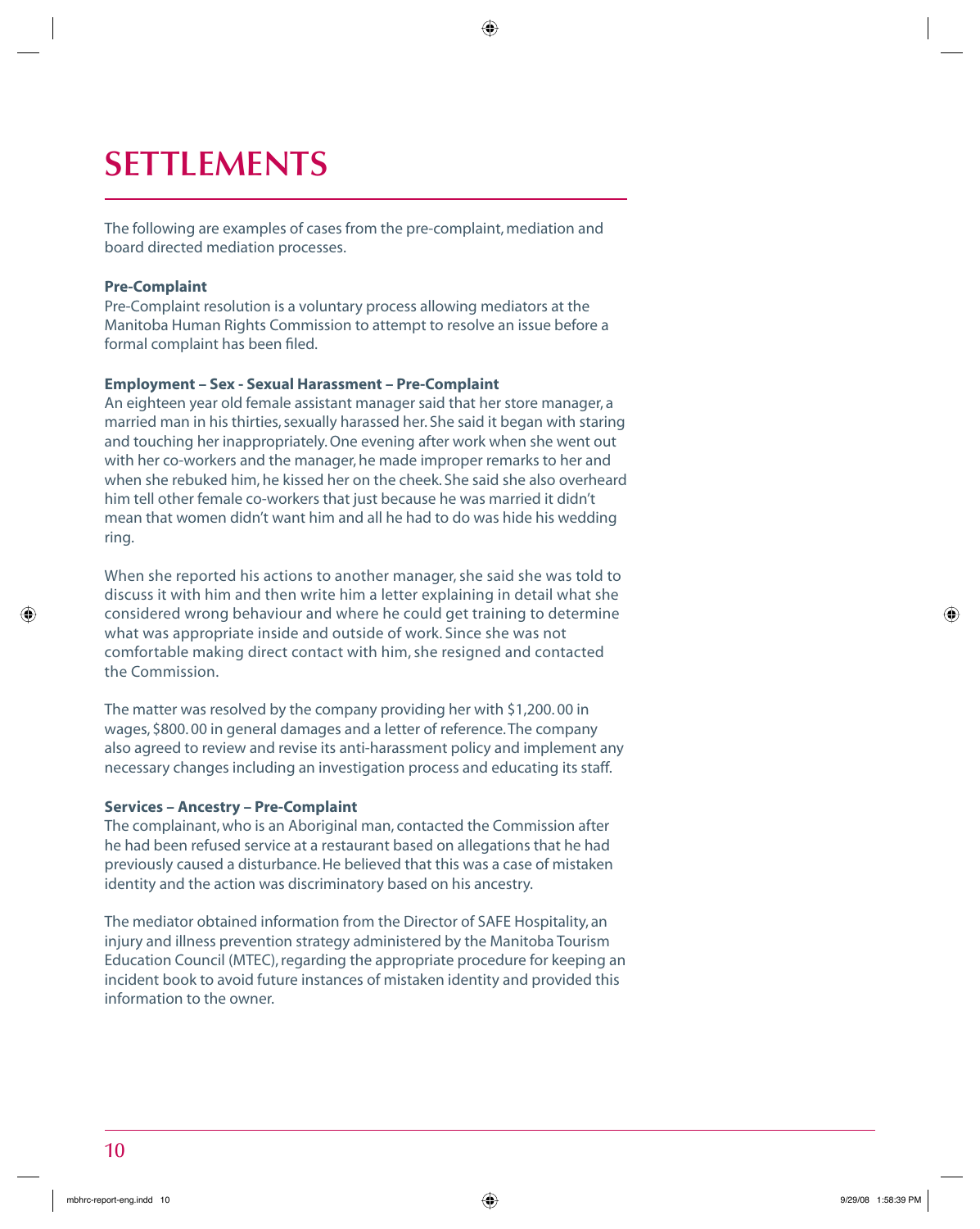# SETTLEMENTS

The following are examples of cases from the pre-complaint, mediation and board directed mediation processes.

**Pre-Complaint**

Pre-Complaint resolution is a voluntary process allowing mediators at the Manitoba Human Rights Commission to attempt to resolve an issue before a formal complaint has been filed.

**Employment – Sex - Sexual Harassment – Pre-Complaint**

An eighteen year old female assistant manager said that her store manager, a married man in his thirties, sexually harassed her. She said it began with staring and touching her inappropriately. One evening after work when she went out with her co-workers and the manager, he made improper remarks to her and when she rebuked him, he kissed her on the cheek. She said she also overheard him tell other female co-workers that just because he was married it didn't mean that women didn't want him and all he had to do was hide his wedding ring.

When she reported his actions to another manager, she said she was told to discuss it with him and then write him a letter explaining in detail what she considered wrong behaviour and where he could get training to determine what was appropriate inside and outside of work. Since she was not comfortable making direct contact with him, she resigned and contacted the Commission.

The matter was resolved by the company providing her with $1,200.00 in wages, $800.00 in general damages and a letter of reference. The company also agreed to review and revise its anti-harassment policy and implement any necessary changes including an investigation process and educating its staff.

**Services – Ancestry – Pre-Complaint**

The complainant, who is an Aboriginal man, contacted the Commission after he had been refused service at a restaurant based on allegations that he had previously caused a disturbance. He believed that this was a case of mistaken identity and the action was discriminatory based on his ancestry.

The mediator obtained information from the Director of SAFE Hospitality, an injury and illness prevention strategy administered by the Manitoba Tourism Education Council (MTEC), regarding the appropriate procedure for keeping an incident book to avoid future instances of mistaken identity and provided this information to the owner.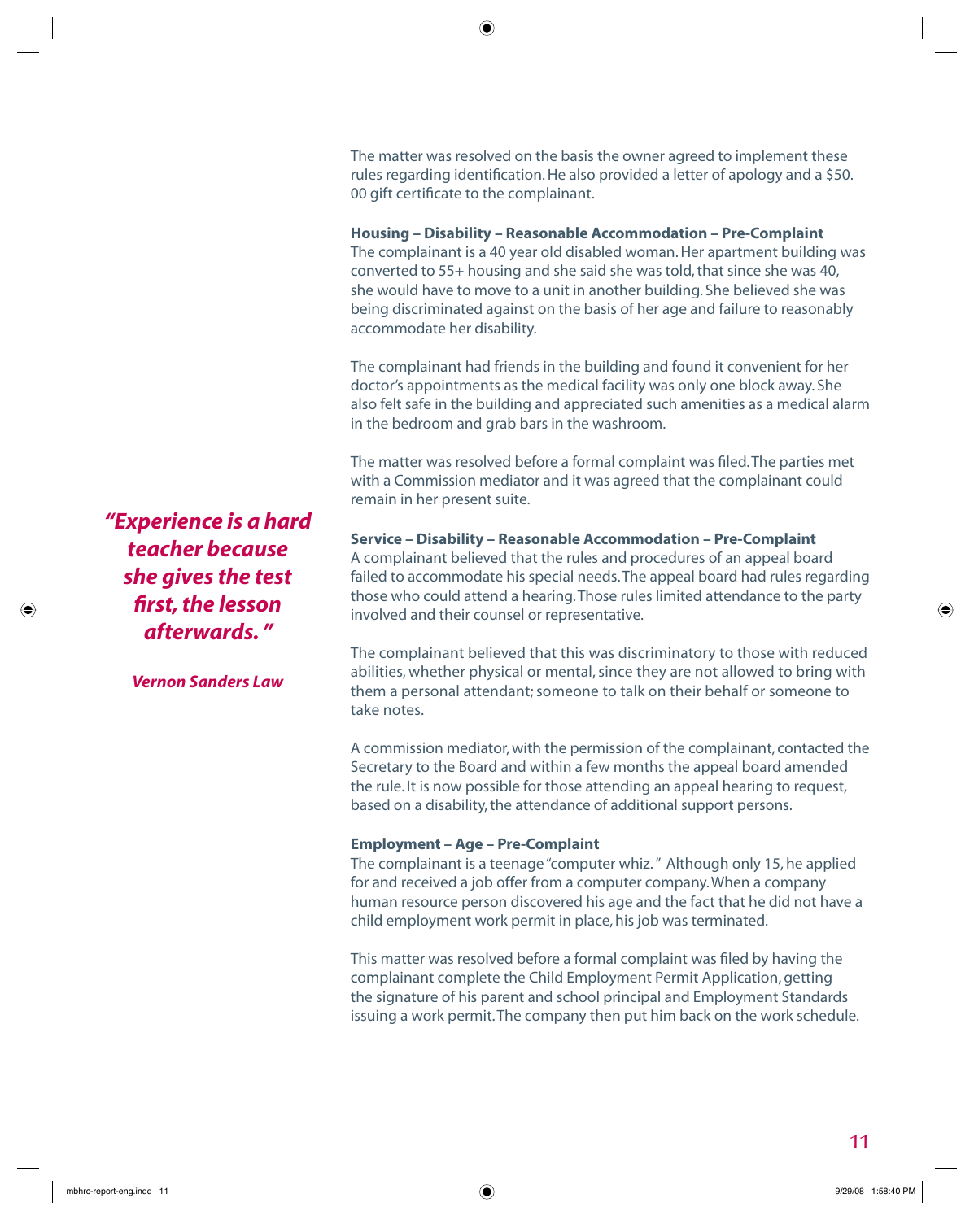The matter was resolved on the basis the owner agreed to implement these rules regarding identification. He also provided a letter of apology and a $50. 00 gift certificate to the complainant.

**Housing – Disability – Reasonable Accommodation – Pre-Complaint**

The complainant is a 40 year old disabled woman. Her apartment building was converted to 55+ housing and she said she was told, that since she was 40, she would have to move to a unit in another building. She believed she was being discriminated against on the basis of her age and failure to reasonably accommodate her disability.

The complainant had friends in the building and found it convenient for her doctor's appointments as the medical facility was only one block away. She also felt safe in the building and appreciated such amenities as a medical alarm in the bedroom and grab bars in the washroom.

The matter was resolved before a formal complaint was filed. The parties met with a Commission mediator and it was agreed that the complainant could remain in her present suite.

***"Experience is a hard teacher because she gives the test first, the lesson afterwards."***

***Vernon Sanders Law***

**Service – Disability – Reasonable Accommodation – Pre-Complaint**

A complainant believed that the rules and procedures of an appeal board failed to accommodate his special needs. The appeal board had rules regarding those who could attend a hearing. Those rules limited attendance to the party involved and their counsel or representative.

The complainant believed that this was discriminatory to those with reduced abilities, whether physical or mental, since they are not allowed to bring with them a personal attendant; someone to talk on their behalf or someone to take notes.

A commission mediator, with the permission of the complainant, contacted the Secretary to the Board and within a few months the appeal board amended the rule. It is now possible for those attending an appeal hearing to request, based on a disability, the attendance of additional support persons.

**Employment – Age – Pre-Complaint**

The complainant is a teenage "computer whiz." Although only 15, he applied for and received a job offer from a computer company. When a company human resource person discovered his age and the fact that he did not have a child employment work permit in place, his job was terminated.

This matter was resolved before a formal complaint was filed by having the complainant complete the Child Employment Permit Application, getting the signature of his parent and school principal and Employment Standards issuing a work permit. The company then put him back on the work schedule.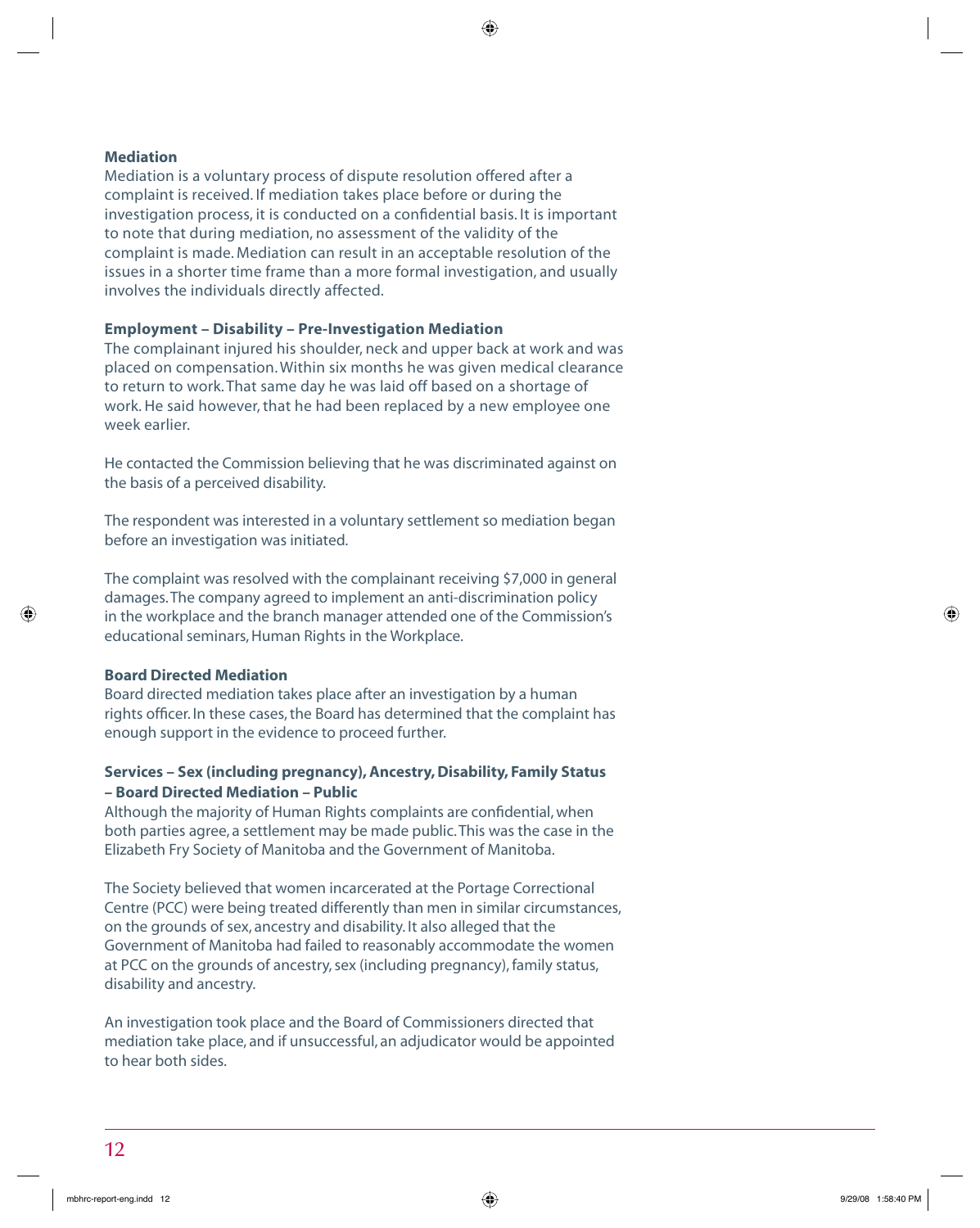**Mediation**

Mediation is a voluntary process of dispute resolution offered after a complaint is received. If mediation takes place before or during the investigation process, it is conducted on a confidential basis. It is important to note that during mediation, no assessment of the validity of the complaint is made. Mediation can result in an acceptable resolution of the issues in a shorter time frame than a more formal investigation, and usually involves the individuals directly affected.

**Employment – Disability – Pre-Investigation Mediation**

The complainant injured his shoulder, neck and upper back at work and was placed on compensation. Within six months he was given medical clearance to return to work. That same day he was laid off based on a shortage of work. He said however, that he had been replaced by a new employee one week earlier.

He contacted the Commission believing that he was discriminated against on the basis of a perceived disability.

The respondent was interested in a voluntary settlement so mediation began before an investigation was initiated.

The complaint was resolved with the complainant receiving $7,000 in general damages. The company agreed to implement an anti-discrimination policy in the workplace and the branch manager attended one of the Commission's educational seminars, Human Rights in the Workplace.

**Board Directed Mediation**

Board directed mediation takes place after an investigation by a human rights officer. In these cases, the Board has determined that the complaint has enough support in the evidence to proceed further.

**Services – Sex (including pregnancy), Ancestry, Disability, Family Status – Board Directed Mediation – Public**

Although the majority of Human Rights complaints are confidential, when both parties agree, a settlement may be made public. This was the case in the Elizabeth Fry Society of Manitoba and the Government of Manitoba.

The Society believed that women incarcerated at the Portage Correctional Centre (PCC) were being treated differently than men in similar circumstances, on the grounds of sex, ancestry and disability. It also alleged that the Government of Manitoba had failed to reasonably accommodate the women at PCC on the grounds of ancestry, sex (including pregnancy), family status, disability and ancestry.

An investigation took place and the Board of Commissioners directed that mediation take place, and if unsuccessful, an adjudicator would be appointed to hear both sides.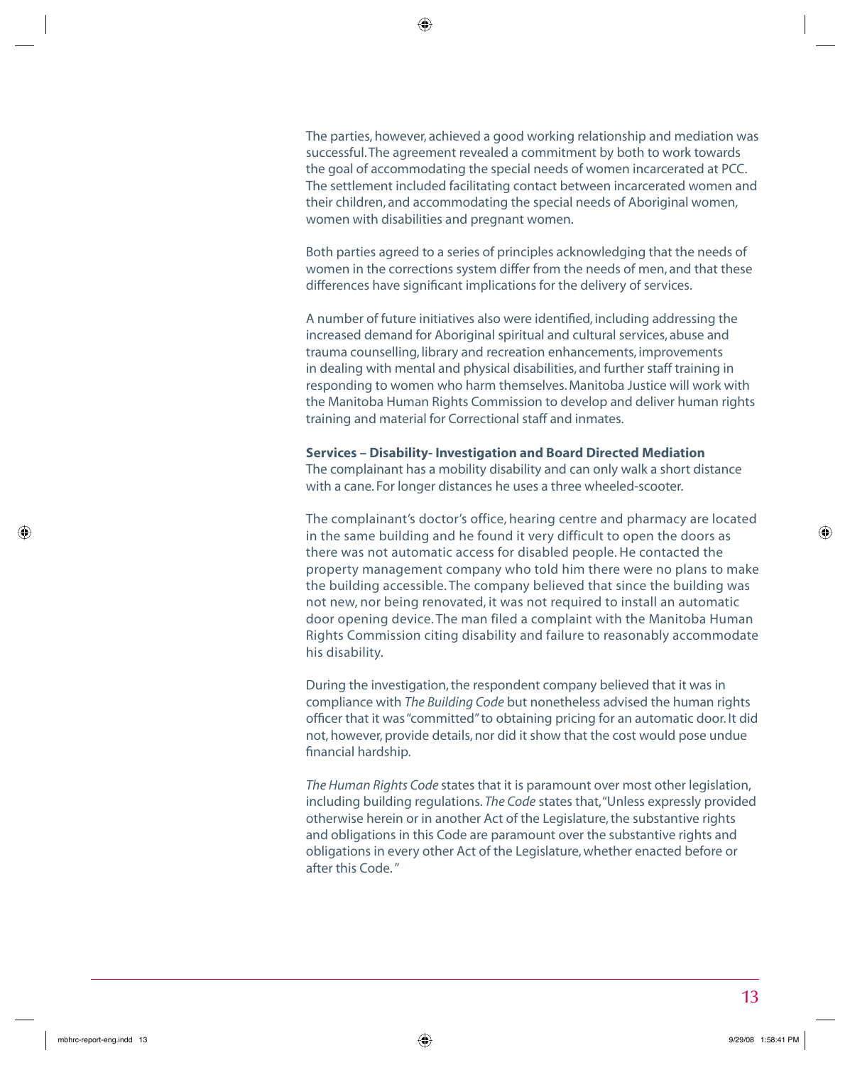The parties, however, achieved a good working relationship and mediation was successful. The agreement revealed a commitment by both to work towards the goal of accommodating the special needs of women incarcerated at PCC. The settlement included facilitating contact between incarcerated women and their children, and accommodating the special needs of Aboriginal women, women with disabilities and pregnant women.

Both parties agreed to a series of principles acknowledging that the needs of women in the corrections system differ from the needs of men, and that these differences have significant implications for the delivery of services.

A number of future initiatives also were identified, including addressing the increased demand for Aboriginal spiritual and cultural services, abuse and trauma counselling, library and recreation enhancements, improvements in dealing with mental and physical disabilities, and further staff training in responding to women who harm themselves. Manitoba Justice will work with the Manitoba Human Rights Commission to develop and deliver human rights training and material for Correctional staff and inmates.

**Services – Disability- Investigation and Board Directed Mediation**

The complainant has a mobility disability and can only walk a short distance with a cane. For longer distances he uses a three wheeled-scooter.

The complainant's doctor's office, hearing centre and pharmacy are located in the same building and he found it very difficult to open the doors as there was not automatic access for disabled people. He contacted the property management company who told him there were no plans to make the building accessible. The company believed that since the building was not new, nor being renovated, it was not required to install an automatic door opening device. The man filed a complaint with the Manitoba Human Rights Commission citing disability and failure to reasonably accommodate his disability.

During the investigation, the respondent company believed that it was in compliance with *The Building Code* but nonetheless advised the human rights officer that it was "committed" to obtaining pricing for an automatic door. It did not, however, provide details, nor did it show that the cost would pose undue financial hardship.

*The Human Rights Code* states that it is paramount over most other legislation, including building regulations. *The Code* states that, "Unless expressly provided otherwise herein or in another Act of the Legislature, the substantive rights and obligations in this Code are paramount over the substantive rights and obligations in every other Act of the Legislature, whether enacted before or after this Code."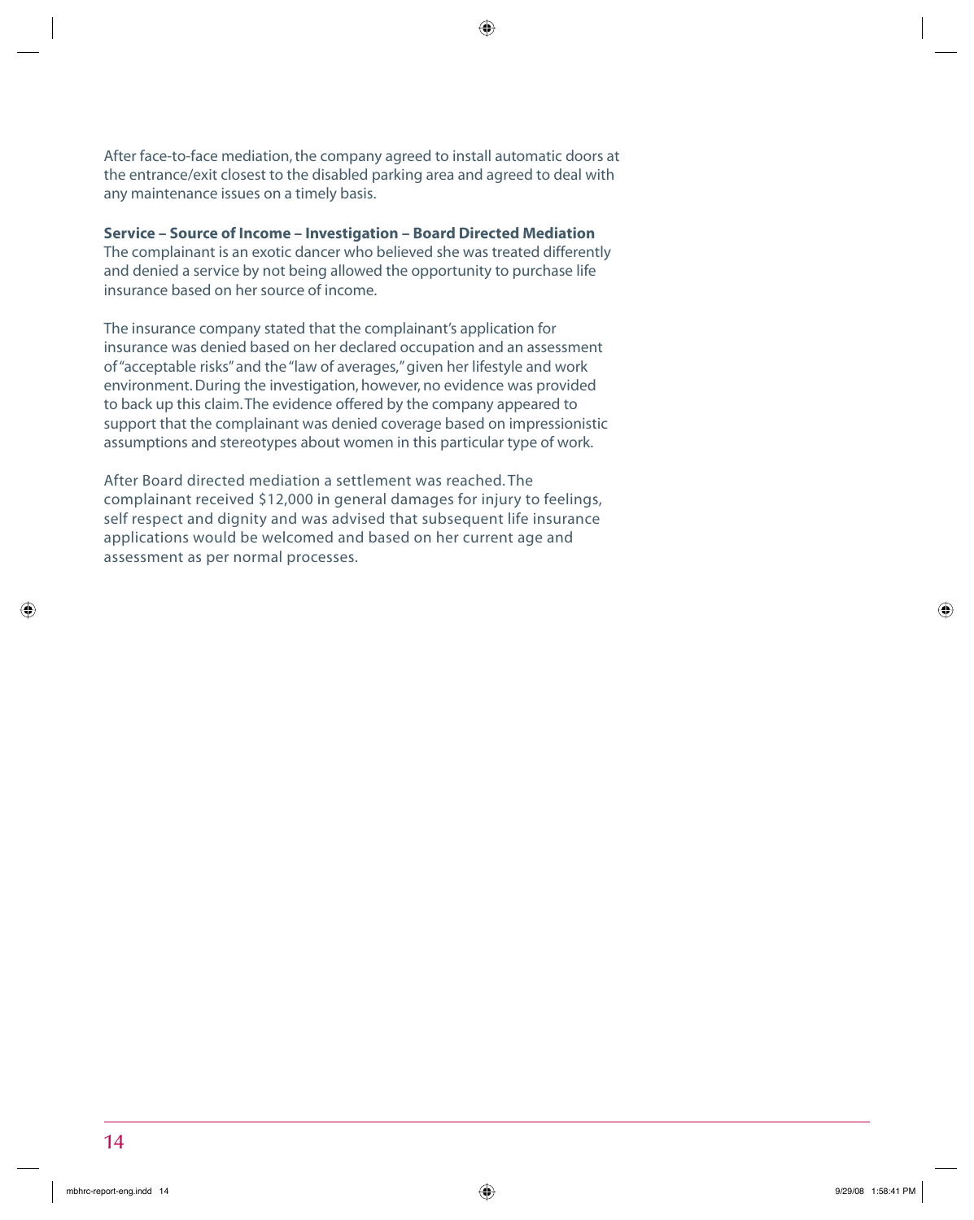After face-to-face mediation, the company agreed to install automatic doors at the entrance/exit closest to the disabled parking area and agreed to deal with any maintenance issues on a timely basis.

**Service – Source of Income – Investigation – Board Directed Mediation**
The complainant is an exotic dancer who believed she was treated differently and denied a service by not being allowed the opportunity to purchase life insurance based on her source of income.

The insurance company stated that the complainant's application for insurance was denied based on her declared occupation and an assessment of "acceptable risks" and the "law of averages," given her lifestyle and work environment. During the investigation, however, no evidence was provided to back up this claim. The evidence offered by the company appeared to support that the complainant was denied coverage based on impressionistic assumptions and stereotypes about women in this particular type of work.

After Board directed mediation a settlement was reached. The complainant received $12,000 in general damages for injury to feelings, self respect and dignity and was advised that subsequent life insurance applications would be welcomed and based on her current age and assessment as per normal processes.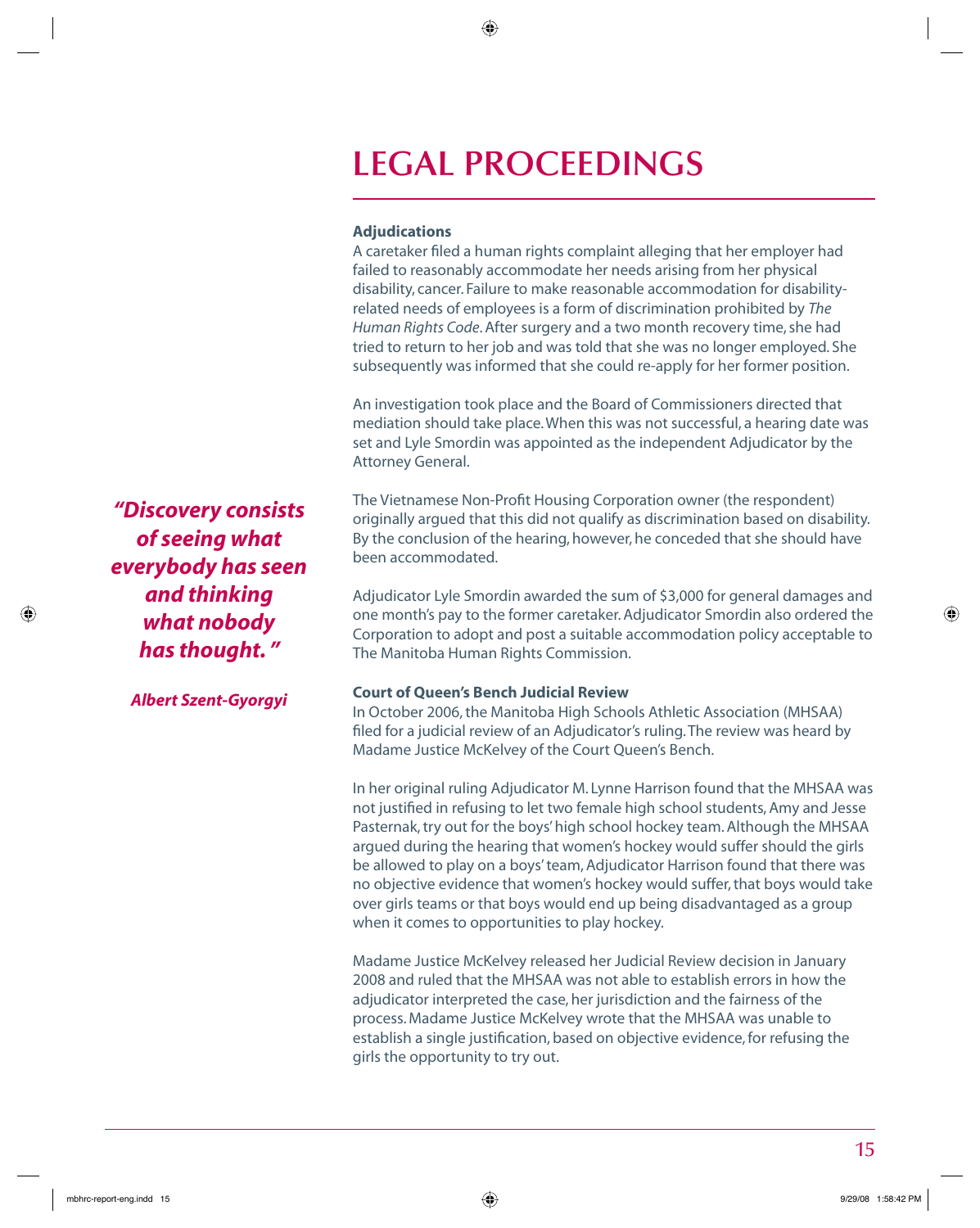# LEGAL PROCEEDINGS

**Adjudications**

A caretaker filed a human rights complaint alleging that her employer had failed to reasonably accommodate her needs arising from her physical disability, cancer. Failure to make reasonable accommodation for disability-related needs of employees is a form of discrimination prohibited by *The Human Rights Code*. After surgery and a two month recovery time, she had tried to return to her job and was told that she was no longer employed. She subsequently was informed that she could re-apply for her former position.

An investigation took place and the Board of Commissioners directed that mediation should take place. When this was not successful, a hearing date was set and Lyle Smordin was appointed as the independent Adjudicator by the Attorney General.

The Vietnamese Non-Profit Housing Corporation owner (the respondent) originally argued that this did not qualify as discrimination based on disability. By the conclusion of the hearing, however, he conceded that she should have been accommodated.

Adjudicator Lyle Smordin awarded the sum of $3,000 for general damages and one month's pay to the former caretaker. Adjudicator Smordin also ordered the Corporation to adopt and post a suitable accommodation policy acceptable to The Manitoba Human Rights Commission.

***"Discovery consists of seeing what everybody has seen and thinking what nobody has thought."***

***Albert Szent-Gyorgyi***

**Court of Queen's Bench Judicial Review**

In October 2006, the Manitoba High Schools Athletic Association (MHSAA) filed for a judicial review of an Adjudicator's ruling. The review was heard by Madame Justice McKelvey of the Court Queen's Bench.

In her original ruling Adjudicator M. Lynne Harrison found that the MHSAA was not justified in refusing to let two female high school students, Amy and Jesse Pasternak, try out for the boys' high school hockey team. Although the MHSAA argued during the hearing that women's hockey would suffer should the girls be allowed to play on a boys' team, Adjudicator Harrison found that there was no objective evidence that women's hockey would suffer, that boys would take over girls teams or that boys would end up being disadvantaged as a group when it comes to opportunities to play hockey.

Madame Justice McKelvey released her Judicial Review decision in January 2008 and ruled that the MHSAA was not able to establish errors in how the adjudicator interpreted the case, her jurisdiction and the fairness of the process. Madame Justice McKelvey wrote that the MHSAA was unable to establish a single justification, based on objective evidence, for refusing the girls the opportunity to try out.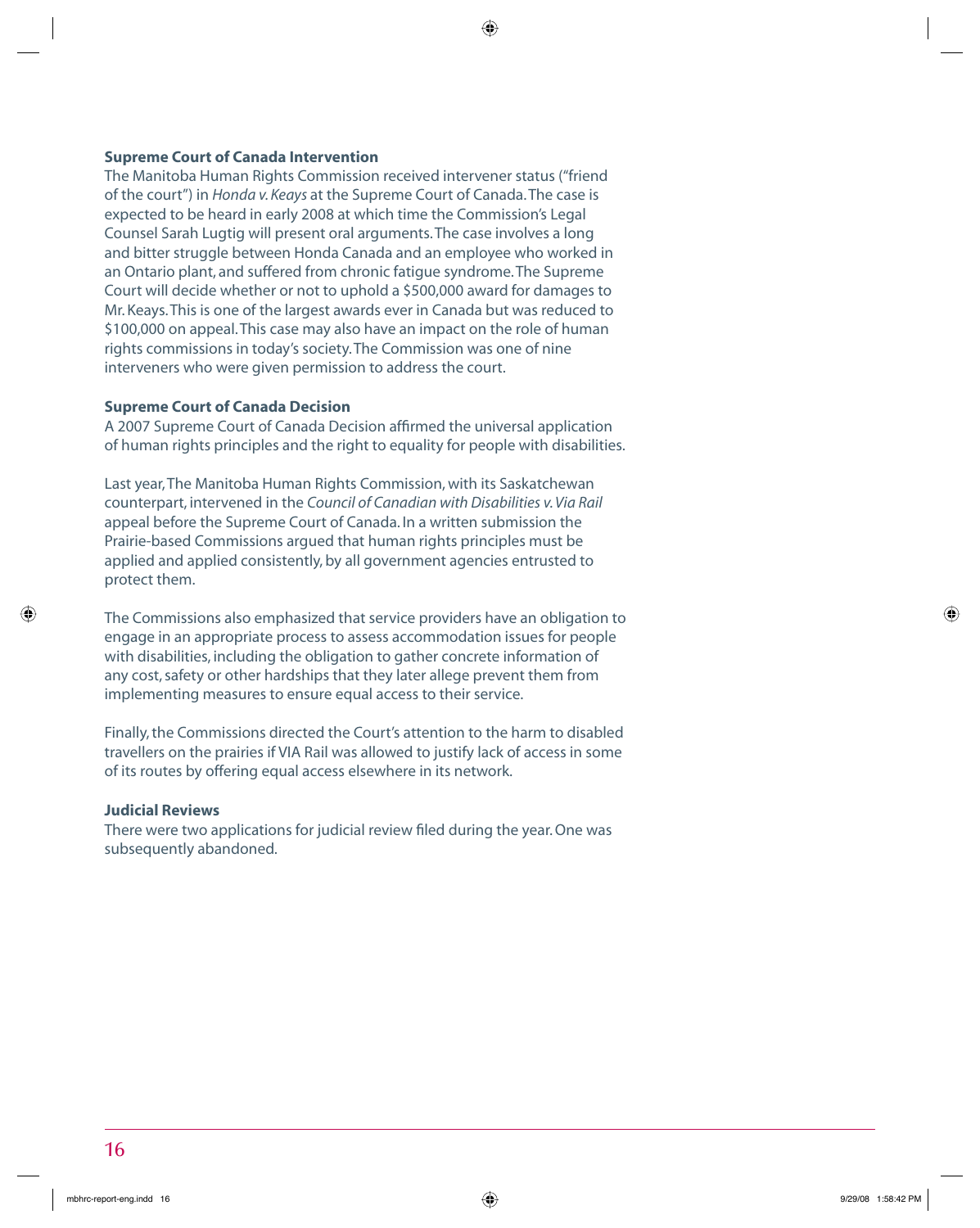### Supreme Court of Canada Intervention

The Manitoba Human Rights Commission received intervener status ("friend of the court") in *Honda v. Keays* at the Supreme Court of Canada. The case is expected to be heard in early 2008 at which time the Commission's Legal Counsel Sarah Lugtig will present oral arguments. The case involves a long and bitter struggle between Honda Canada and an employee who worked in an Ontario plant, and suffered from chronic fatigue syndrome. The Supreme Court will decide whether or not to uphold a $500,000 award for damages to Mr. Keays. This is one of the largest awards ever in Canada but was reduced to $100,000 on appeal. This case may also have an impact on the role of human rights commissions in today's society. The Commission was one of nine interveners who were given permission to address the court.

### Supreme Court of Canada Decision

A 2007 Supreme Court of Canada Decision affirmed the universal application of human rights principles and the right to equality for people with disabilities.

Last year, The Manitoba Human Rights Commission, with its Saskatchewan counterpart, intervened in the *Council of Canadian with Disabilities v. Via Rail* appeal before the Supreme Court of Canada. In a written submission the Prairie-based Commissions argued that human rights principles must be applied and applied consistently, by all government agencies entrusted to protect them.

The Commissions also emphasized that service providers have an obligation to engage in an appropriate process to assess accommodation issues for people with disabilities, including the obligation to gather concrete information of any cost, safety or other hardships that they later allege prevent them from implementing measures to ensure equal access to their service.

Finally, the Commissions directed the Court's attention to the harm to disabled travellers on the prairies if VIA Rail was allowed to justify lack of access in some of its routes by offering equal access elsewhere in its network.

### Judicial Reviews

There were two applications for judicial review filed during the year. One was subsequently abandoned.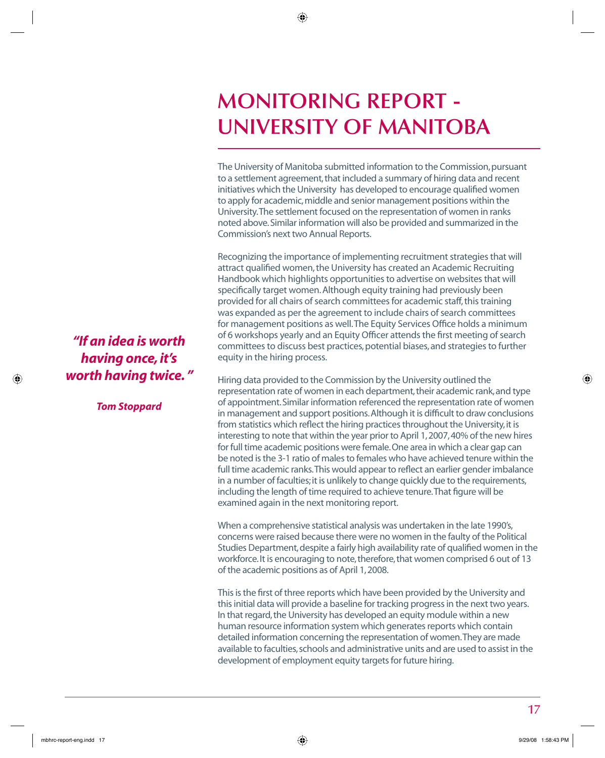# MONITORING REPORT - UNIVERSITY OF MANITOBA

The University of Manitoba submitted information to the Commission, pursuant to a settlement agreement, that included a summary of hiring data and recent initiatives which the University has developed to encourage qualified women to apply for academic, middle and senior management positions within the University. The settlement focused on the representation of women in ranks noted above. Similar information will also be provided and summarized in the Commission's next two Annual Reports.

Recognizing the importance of implementing recruitment strategies that will attract qualified women, the University has created an Academic Recruiting Handbook which highlights opportunities to advertise on websites that will specifically target women. Although equity training had previously been provided for all chairs of search committees for academic staff, this training was expanded as per the agreement to include chairs of search committees for management positions as well. The Equity Services Office holds a minimum of 6 workshops yearly and an Equity Officer attends the first meeting of search committees to discuss best practices, potential biases, and strategies to further equity in the hiring process.

***"If an idea is worth having once, it's worth having twice."***

***Tom Stoppard***

Hiring data provided to the Commission by the University outlined the representation rate of women in each department, their academic rank, and type of appointment. Similar information referenced the representation rate of women in management and support positions. Although it is difficult to draw conclusions from statistics which reflect the hiring practices throughout the University, it is interesting to note that within the year prior to April 1, 2007, 40% of the new hires for full time academic positions were female. One area in which a clear gap can be noted is the 3-1 ratio of males to females who have achieved tenure within the full time academic ranks. This would appear to reflect an earlier gender imbalance in a number of faculties; it is unlikely to change quickly due to the requirements, including the length of time required to achieve tenure. That figure will be examined again in the next monitoring report.

When a comprehensive statistical analysis was undertaken in the late 1990's, concerns were raised because there were no women in the faulty of the Political Studies Department, despite a fairly high availability rate of qualified women in the workforce. It is encouraging to note, therefore, that women comprised 6 out of 13 of the academic positions as of April 1, 2008.

This is the first of three reports which have been provided by the University and this initial data will provide a baseline for tracking progress in the next two years. In that regard, the University has developed an equity module within a new human resource information system which generates reports which contain detailed information concerning the representation of women. They are made available to faculties, schools and administrative units and are used to assist in the development of employment equity targets for future hiring.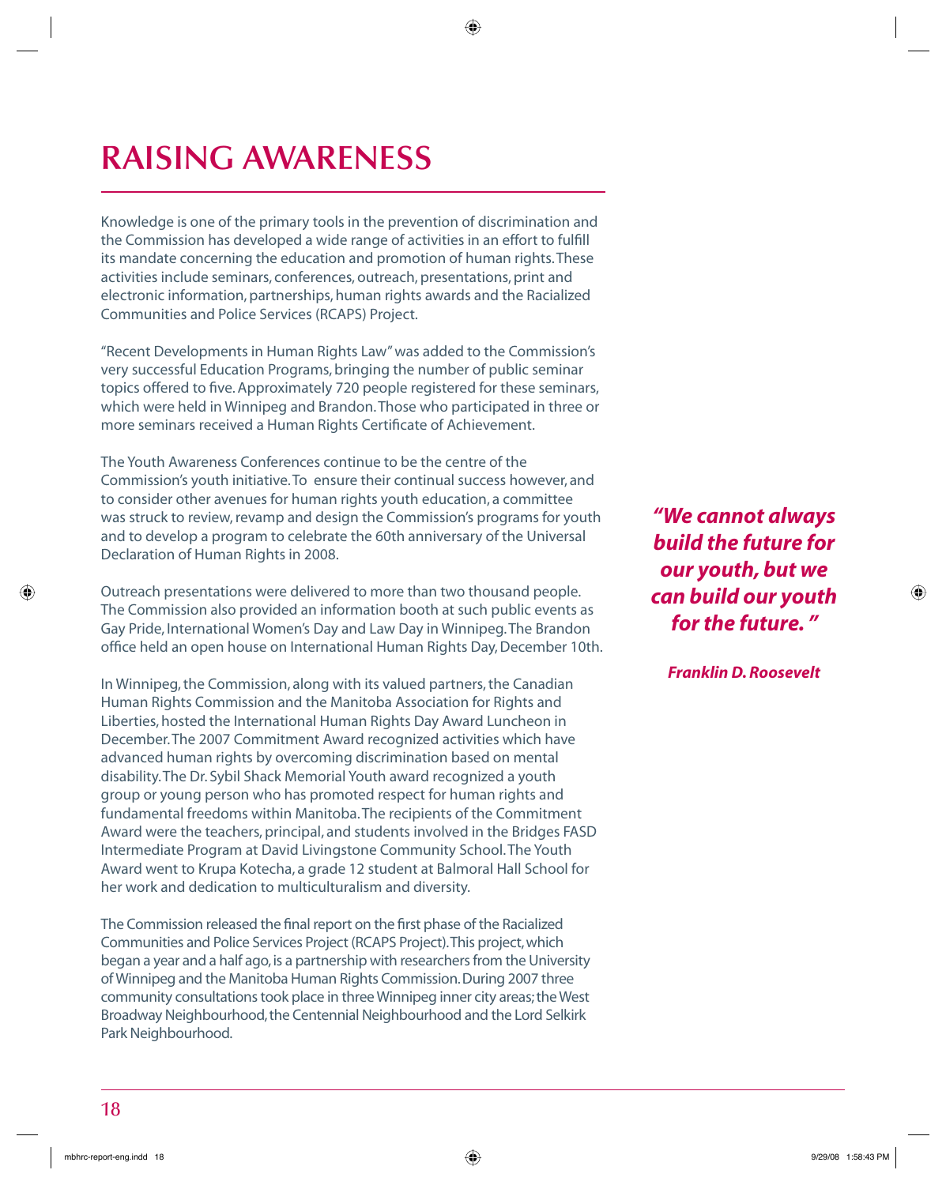# RAISING AWARENESS

Knowledge is one of the primary tools in the prevention of discrimination and the Commission has developed a wide range of activities in an effort to fulfill its mandate concerning the education and promotion of human rights. These activities include seminars, conferences, outreach, presentations, print and electronic information, partnerships, human rights awards and the Racialized Communities and Police Services (RCAPS) Project.

"Recent Developments in Human Rights Law" was added to the Commission's very successful Education Programs, bringing the number of public seminar topics offered to five. Approximately 720 people registered for these seminars, which were held in Winnipeg and Brandon. Those who participated in three or more seminars received a Human Rights Certificate of Achievement.

The Youth Awareness Conferences continue to be the centre of the Commission's youth initiative. To ensure their continual success however, and to consider other avenues for human rights youth education, a committee was struck to review, revamp and design the Commission's programs for youth and to develop a program to celebrate the 60th anniversary of the Universal Declaration of Human Rights in 2008.

Outreach presentations were delivered to more than two thousand people. The Commission also provided an information booth at such public events as Gay Pride, International Women's Day and Law Day in Winnipeg. The Brandon office held an open house on International Human Rights Day, December 10th.

In Winnipeg, the Commission, along with its valued partners, the Canadian Human Rights Commission and the Manitoba Association for Rights and Liberties, hosted the International Human Rights Day Award Luncheon in December. The 2007 Commitment Award recognized activities which have advanced human rights by overcoming discrimination based on mental disability. The Dr. Sybil Shack Memorial Youth award recognized a youth group or young person who has promoted respect for human rights and fundamental freedoms within Manitoba. The recipients of the Commitment Award were the teachers, principal, and students involved in the Bridges FASD Intermediate Program at David Livingstone Community School. The Youth Award went to Krupa Kotecha, a grade 12 student at Balmoral Hall School for her work and dedication to multiculturalism and diversity.

The Commission released the final report on the first phase of the Racialized Communities and Police Services Project (RCAPS Project). This project, which began a year and a half ago, is a partnership with researchers from the University of Winnipeg and the Manitoba Human Rights Commission. During 2007 three community consultations took place in three Winnipeg inner city areas; the West Broadway Neighbourhood, the Centennial Neighbourhood and the Lord Selkirk Park Neighbourhood.

***"We cannot always build the future for our youth, but we can build our youth for the future."***

***Franklin D. Roosevelt***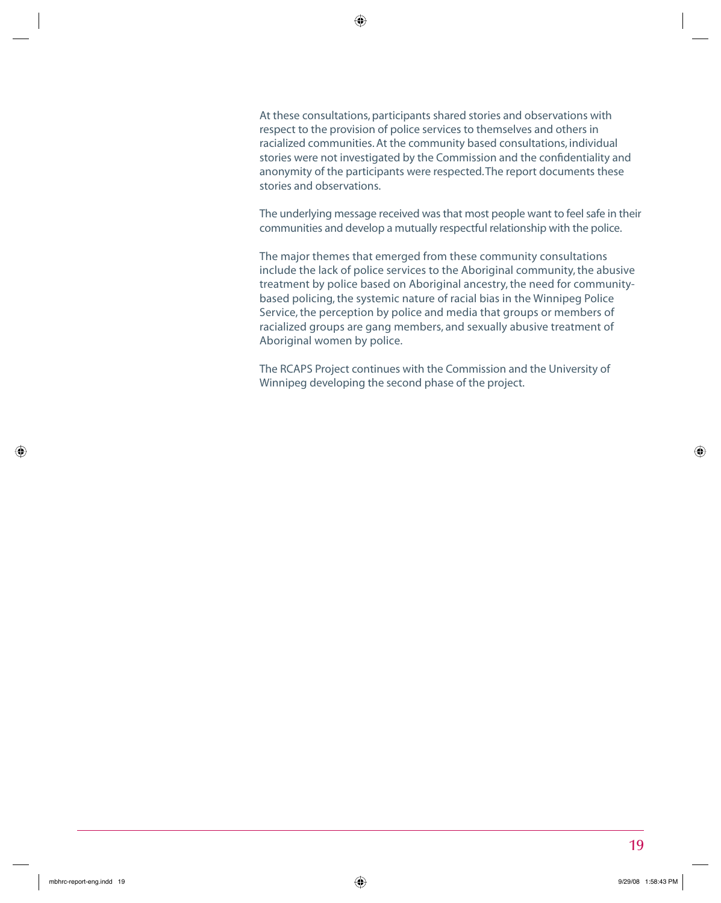At these consultations, participants shared stories and observations with respect to the provision of police services to themselves and others in racialized communities. At the community based consultations, individual stories were not investigated by the Commission and the confidentiality and anonymity of the participants were respected. The report documents these stories and observations.

The underlying message received was that most people want to feel safe in their communities and develop a mutually respectful relationship with the police.

The major themes that emerged from these community consultations include the lack of police services to the Aboriginal community, the abusive treatment by police based on Aboriginal ancestry, the need for community-based policing, the systemic nature of racial bias in the Winnipeg Police Service, the perception by police and media that groups or members of racialized groups are gang members, and sexually abusive treatment of Aboriginal women by police.

The RCAPS Project continues with the Commission and the University of Winnipeg developing the second phase of the project.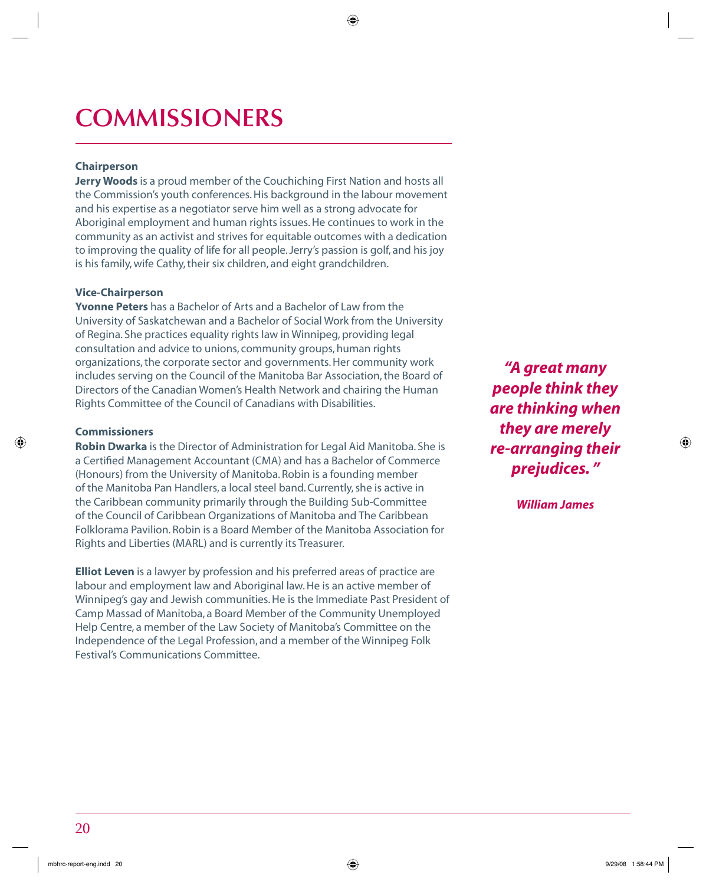# COMMISSIONERS

### Chairperson

**Jerry Woods** is a proud member of the Couchiching First Nation and hosts all the Commission's youth conferences. His background in the labour movement and his expertise as a negotiator serve him well as a strong advocate for Aboriginal employment and human rights issues. He continues to work in the community as an activist and strives for equitable outcomes with a dedication to improving the quality of life for all people. Jerry's passion is golf, and his joy is his family, wife Cathy, their six children, and eight grandchildren.

### Vice-Chairperson

**Yvonne Peters** has a Bachelor of Arts and a Bachelor of Law from the University of Saskatchewan and a Bachelor of Social Work from the University of Regina. She practices equality rights law in Winnipeg, providing legal consultation and advice to unions, community groups, human rights organizations, the corporate sector and governments. Her community work includes serving on the Council of the Manitoba Bar Association, the Board of Directors of the Canadian Women's Health Network and chairing the Human Rights Committee of the Council of Canadians with Disabilities.

### Commissioners

**Robin Dwarka** is the Director of Administration for Legal Aid Manitoba. She is a Certified Management Accountant (CMA) and has a Bachelor of Commerce (Honours) from the University of Manitoba. Robin is a founding member of the Manitoba Pan Handlers, a local steel band. Currently, she is active in the Caribbean community primarily through the Building Sub-Committee of the Council of Caribbean Organizations of Manitoba and The Caribbean Folklorama Pavilion. Robin is a Board Member of the Manitoba Association for Rights and Liberties (MARL) and is currently its Treasurer.

**Elliot Leven** is a lawyer by profession and his preferred areas of practice are labour and employment law and Aboriginal law. He is an active member of Winnipeg's gay and Jewish communities. He is the Immediate Past President of Camp Massad of Manitoba, a Board Member of the Community Unemployed Help Centre, a member of the Law Society of Manitoba's Committee on the Independence of the Legal Profession, and a member of the Winnipeg Folk Festival's Communications Committee.

> ***"A great many people think they are thinking when they are merely re-arranging their prejudices."***
>
> ***William James***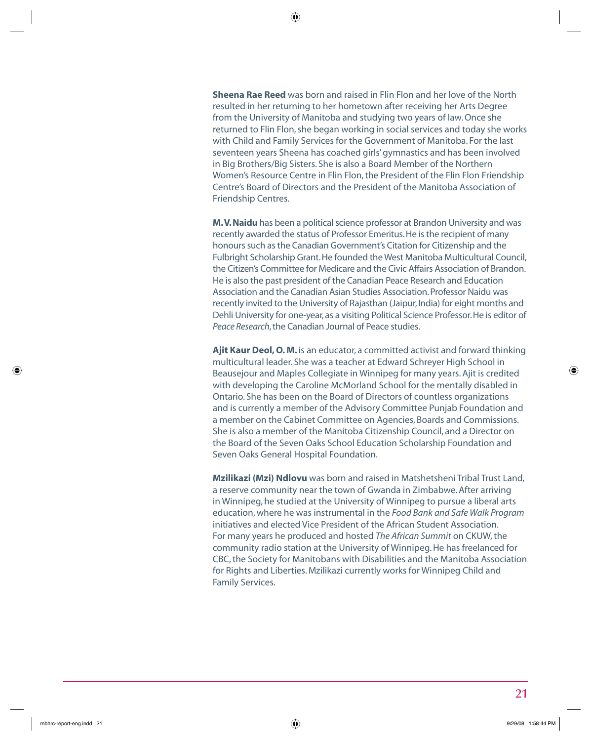**Sheena Rae Reed** was born and raised in Flin Flon and her love of the North resulted in her returning to her hometown after receiving her Arts Degree from the University of Manitoba and studying two years of law. Once she returned to Flin Flon, she began working in social services and today she works with Child and Family Services for the Government of Manitoba. For the last seventeen years Sheena has coached girls' gymnastics and has been involved in Big Brothers/Big Sisters. She is also a Board Member of the Northern Women's Resource Centre in Flin Flon, the President of the Flin Flon Friendship Centre's Board of Directors and the President of the Manitoba Association of Friendship Centres.

**M. V. Naidu** has been a political science professor at Brandon University and was recently awarded the status of Professor Emeritus. He is the recipient of many honours such as the Canadian Government's Citation for Citizenship and the Fulbright Scholarship Grant. He founded the West Manitoba Multicultural Council, the Citizen's Committee for Medicare and the Civic Affairs Association of Brandon. He is also the past president of the Canadian Peace Research and Education Association and the Canadian Asian Studies Association. Professor Naidu was recently invited to the University of Rajasthan (Jaipur, India) for eight months and Dehli University for one-year, as a visiting Political Science Professor. He is editor of *Peace Research*, the Canadian Journal of Peace studies.

**Ajit Kaur Deol, O. M.** is an educator, a committed activist and forward thinking multicultural leader. She was a teacher at Edward Schreyer High School in Beausejour and Maples Collegiate in Winnipeg for many years. Ajit is credited with developing the Caroline McMorland School for the mentally disabled in Ontario. She has been on the Board of Directors of countless organizations and is currently a member of the Advisory Committee Punjab Foundation and a member on the Cabinet Committee on Agencies, Boards and Commissions. She is also a member of the Manitoba Citizenship Council, and a Director on the Board of the Seven Oaks School Education Scholarship Foundation and Seven Oaks General Hospital Foundation.

**Mzilikazi (Mzi) Ndlovu** was born and raised in Matshetsheni Tribal Trust Land, a reserve community near the town of Gwanda in Zimbabwe. After arriving in Winnipeg, he studied at the University of Winnipeg to pursue a liberal arts education, where he was instrumental in the *Food Bank and Safe Walk Program* initiatives and elected Vice President of the African Student Association. For many years he produced and hosted *The African Summit* on CKUW, the community radio station at the University of Winnipeg. He has freelanced for CBC, the Society for Manitobans with Disabilities and the Manitoba Association for Rights and Liberties. Mzilikazi currently works for Winnipeg Child and Family Services.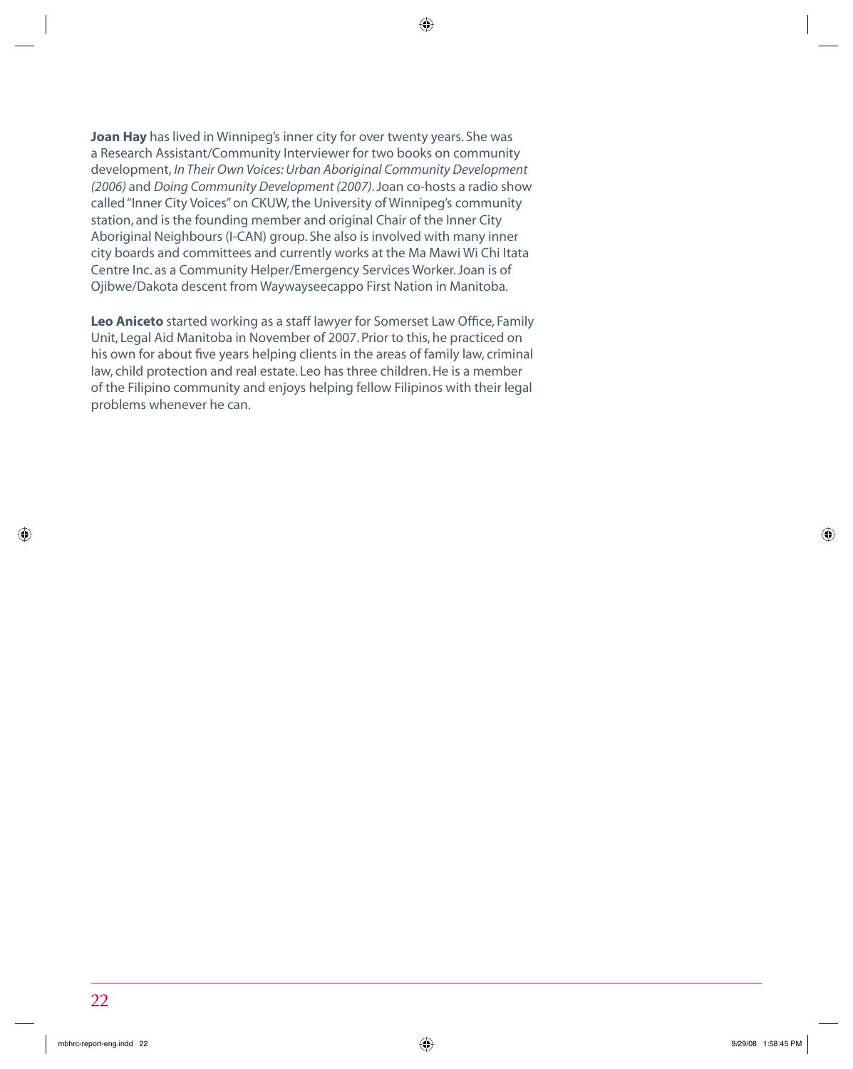**Joan Hay** has lived in Winnipeg's inner city for over twenty years. She was a Research Assistant/Community Interviewer for two books on community development, *In Their Own Voices: Urban Aboriginal Community Development (2006)* and *Doing Community Development (2007)*. Joan co-hosts a radio show called "Inner City Voices" on CKUW, the University of Winnipeg's community station, and is the founding member and original Chair of the Inner City Aboriginal Neighbours (I-CAN) group. She also is involved with many inner city boards and committees and currently works at the Ma Mawi Wi Chi Itata Centre Inc. as a Community Helper/Emergency Services Worker. Joan is of Ojibwe/Dakota descent from Waywayseecappo First Nation in Manitoba.

**Leo Aniceto** started working as a staff lawyer for Somerset Law Office, Family Unit, Legal Aid Manitoba in November of 2007. Prior to this, he practiced on his own for about five years helping clients in the areas of family law, criminal law, child protection and real estate. Leo has three children. He is a member of the Filipino community and enjoys helping fellow Filipinos with their legal problems whenever he can.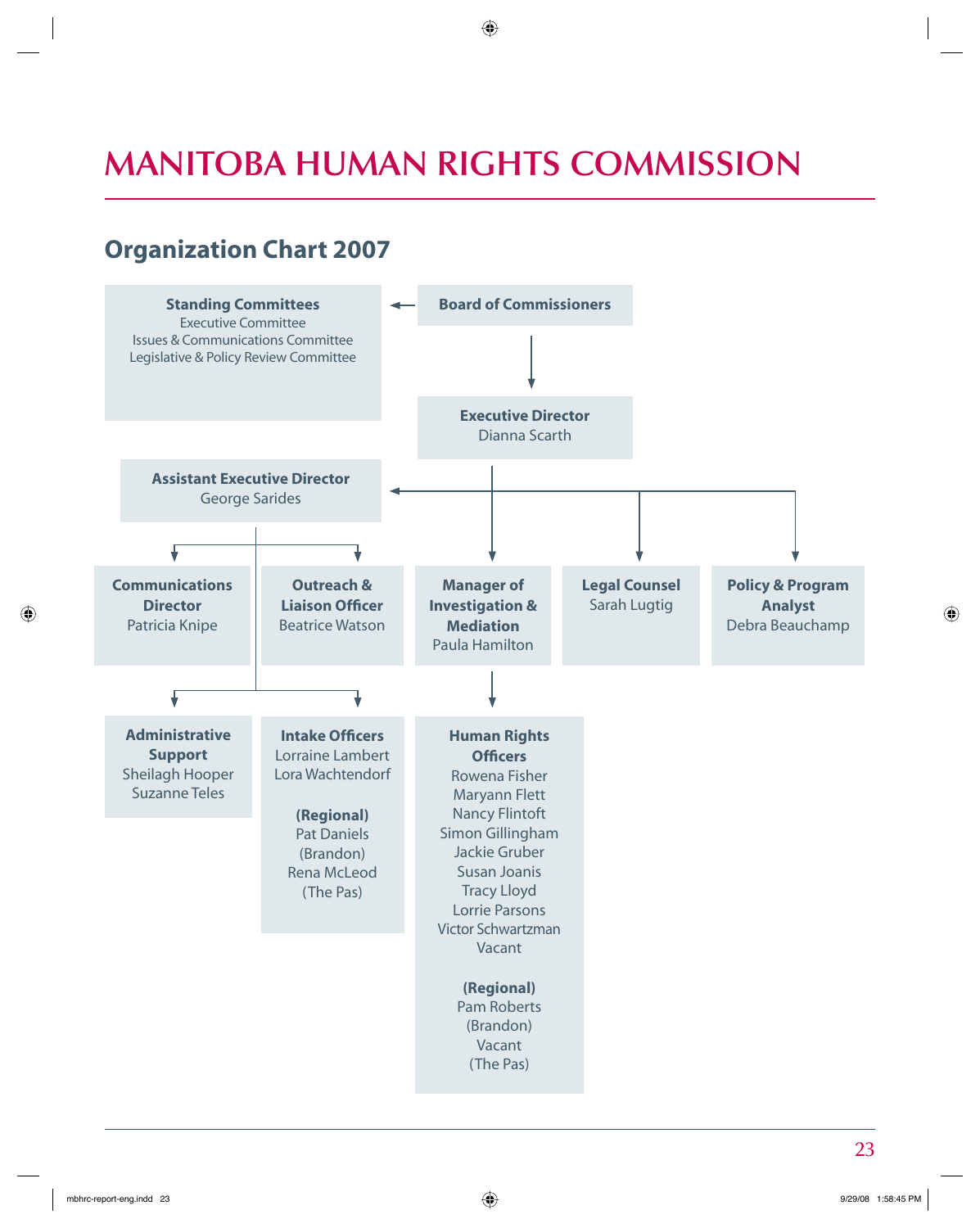# MANITOBA HUMAN RIGHTS COMMISSION

## Organization Chart 2007

**Standing Committees**
Executive Committee
Issues & Communications Committee
Legislative & Policy Review Committee

**Board of Commissioners**

**Executive Director**
Dianna Scarth

**Assistant Executive Director**
George Sarides

**Communications Director**
Patricia Knipe

**Outreach & Liaison Officer**
Beatrice Watson

**Manager of Investigation & Mediation**
Paula Hamilton

**Legal Counsel**
Sarah Lugtig

**Policy & Program Analyst**
Debra Beauchamp

**Administrative Support**
Sheilagh Hooper
Suzanne Teles

**Intake Officers**
Lorraine Lambert
Lora Wachtendorf

**(Regional)**
Pat Daniels
(Brandon)
Rena McLeod
(The Pas)

**Human Rights Officers**
Rowena Fisher
Maryann Flett
Nancy Flintoft
Simon Gillingham
Jackie Gruber
Susan Joanis
Tracy Lloyd
Lorrie Parsons
Victor Schwartzman
Vacant

**(Regional)**
Pam Roberts
(Brandon)
Vacant
(The Pas)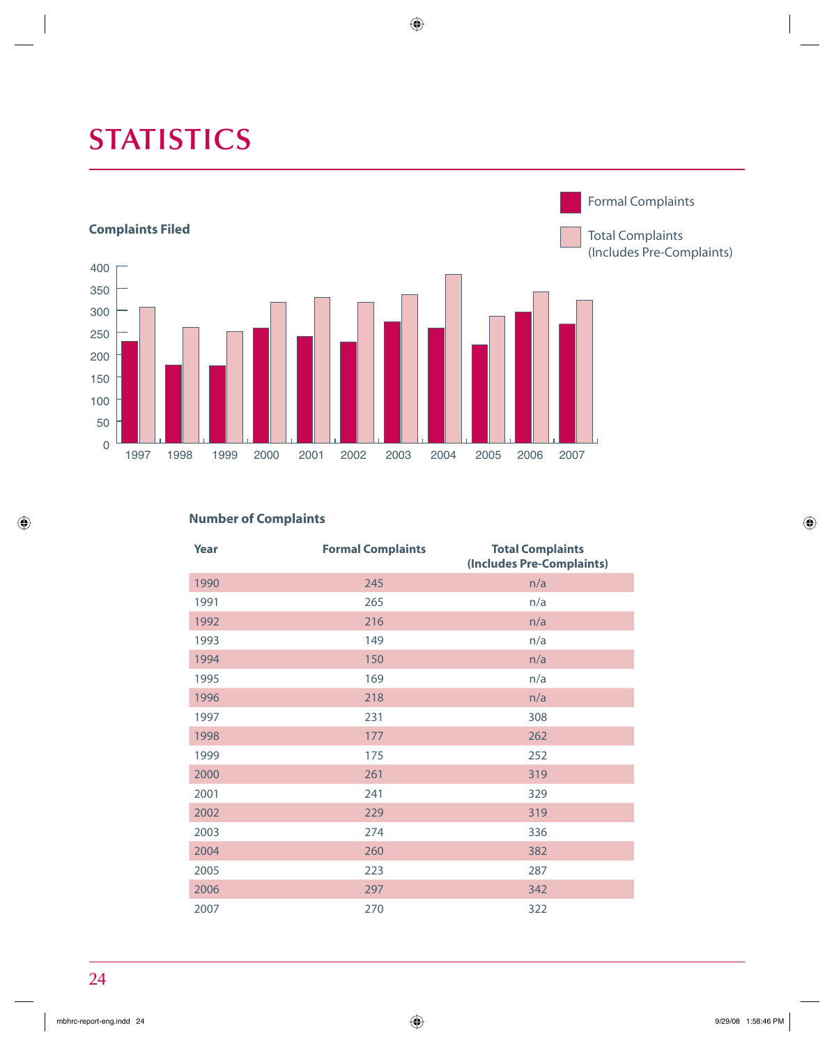# STATISTICS

**Complaints Filed**

Formal Complaints

Total Complaints (Includes Pre-Complaints)

**Number of Complaints**

| Year | Formal Complaints | Total Complaints (Includes Pre-Complaints) |
|---|---|---|
| 1990 | 245 | n/a |
| 1991 | 265 | n/a |
| 1992 | 216 | n/a |
| 1993 | 149 | n/a |
| 1994 | 150 | n/a |
| 1995 | 169 | n/a |
| 1996 | 218 | n/a |
| 1997 | 231 | 308 |
| 1998 | 177 | 262 |
| 1999 | 175 | 252 |
| 2000 | 261 | 319 |
| 2001 | 241 | 329 |
| 2002 | 229 | 319 |
| 2003 | 274 | 336 |
| 2004 | 260 | 382 |
| 2005 | 223 | 287 |
| 2006 | 297 | 342 |
| 2007 | 270 | 322 |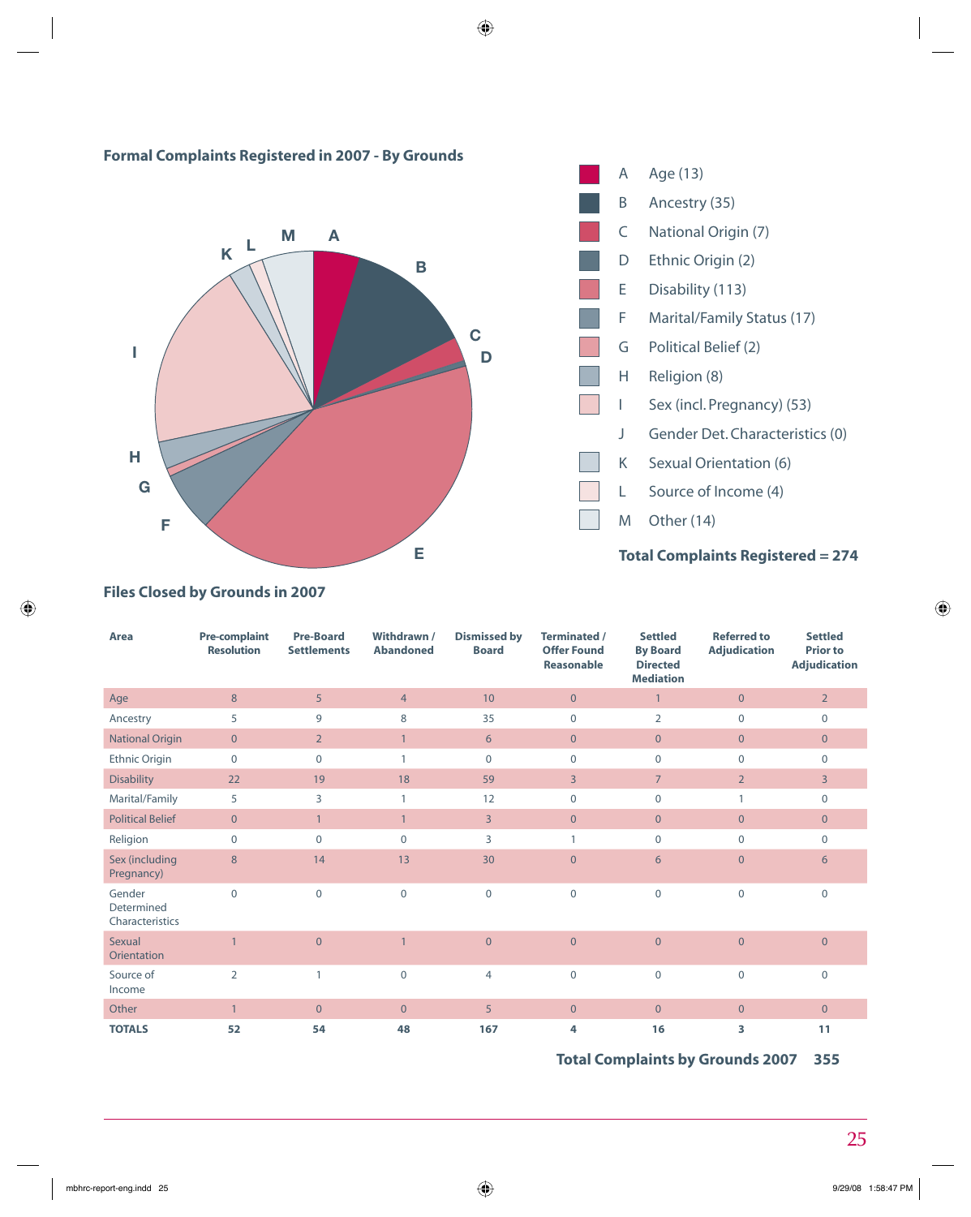## Formal Complaints Registered in 2007 - By Grounds

- A Age (13)
- B Ancestry (35)
- C National Origin (7)
- D Ethnic Origin (2)
- E Disability (113)
- F Marital/Family Status (17)
- G Political Belief (2)
- H Religion (8)
- I Sex (incl. Pregnancy) (53)
- J Gender Det. Characteristics (0)
- K Sexual Orientation (6)
- L Source of Income (4)
- M Other (14)

**Total Complaints Registered = 274**

## Files Closed by Grounds in 2007

| Area | Pre-complaint Resolution | Pre-Board Settlements | Withdrawn / Abandoned | Dismissed by Board | Terminated / Offer Found Reasonable | Settled By Board Directed Mediation | Referred to Adjudication | Settled Prior to Adjudication |
|---|---|---|---|---|---|---|---|---|
| Age | 8 | 5 | 4 | 10 | 0 | 1 | 0 | 2 |
| Ancestry | 5 | 9 | 8 | 35 | 0 | 2 | 0 | 0 |
| National Origin | 0 | 2 | 1 | 6 | 0 | 0 | 0 | 0 |
| Ethnic Origin | 0 | 0 | 1 | 0 | 0 | 0 | 0 | 0 |
| Disability | 22 | 19 | 18 | 59 | 3 | 7 | 2 | 3 |
| Marital/Family | 5 | 3 | 1 | 12 | 0 | 0 | 1 | 0 |
| Political Belief | 0 | 1 | 1 | 3 | 0 | 0 | 0 | 0 |
| Religion | 0 | 0 | 0 | 3 | 1 | 0 | 0 | 0 |
| Sex (including Pregnancy) | 8 | 14 | 13 | 30 | 0 | 6 | 0 | 6 |
| Gender Determined Characteristics | 0 | 0 | 0 | 0 | 0 | 0 | 0 | 0 |
| Sexual Orientation | 1 | 0 | 1 | 0 | 0 | 0 | 0 | 0 |
| Source of Income | 2 | 1 | 0 | 4 | 0 | 0 | 0 | 0 |
| Other | 1 | 0 | 0 | 5 | 0 | 0 | 0 | 0 |
| **TOTALS** | **52** | **54** | **48** | **167** | **4** | **16** | **3** | **11** |

**Total Complaints by Grounds 2007 355**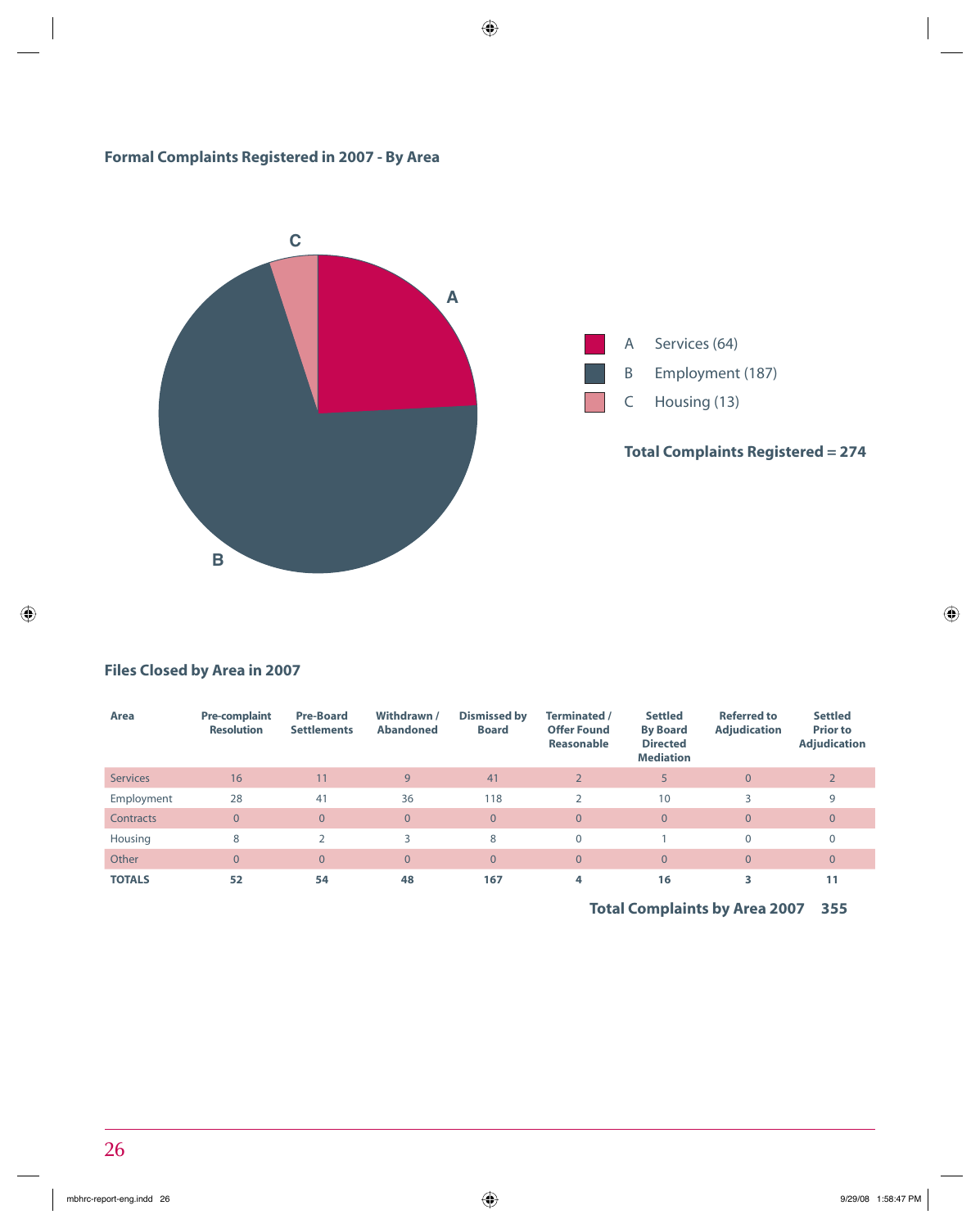## Formal Complaints Registered in 2007 - By Area

| | Area |
|---|---|
| A | Services (64) |
| B | Employment (187) |
| C | Housing (13) |

**Total Complaints Registered = 274**

## Files Closed by Area in 2007

| Area | Pre-complaint Resolution | Pre-Board Settlements | Withdrawn / Abandoned | Dismissed by Board | Terminated / Offer Found Reasonable | Settled By Board Directed Mediation | Referred to Adjudication | Settled Prior to Adjudication |
|---|---|---|---|---|---|---|---|---|
| Services | 16 | 11 | 9 | 41 | 2 | 5 | 0 | 2 |
| Employment | 28 | 41 | 36 | 118 | 2 | 10 | 3 | 9 |
| Contracts | 0 | 0 | 0 | 0 | 0 | 0 | 0 | 0 |
| Housing | 8 | 2 | 3 | 8 | 0 | 1 | 0 | 0 |
| Other | 0 | 0 | 0 | 0 | 0 | 0 | 0 | 0 |
| **TOTALS** | **52** | **54** | **48** | **167** | **4** | **16** | **3** | **11** |

**Total Complaints by Area 2007 355**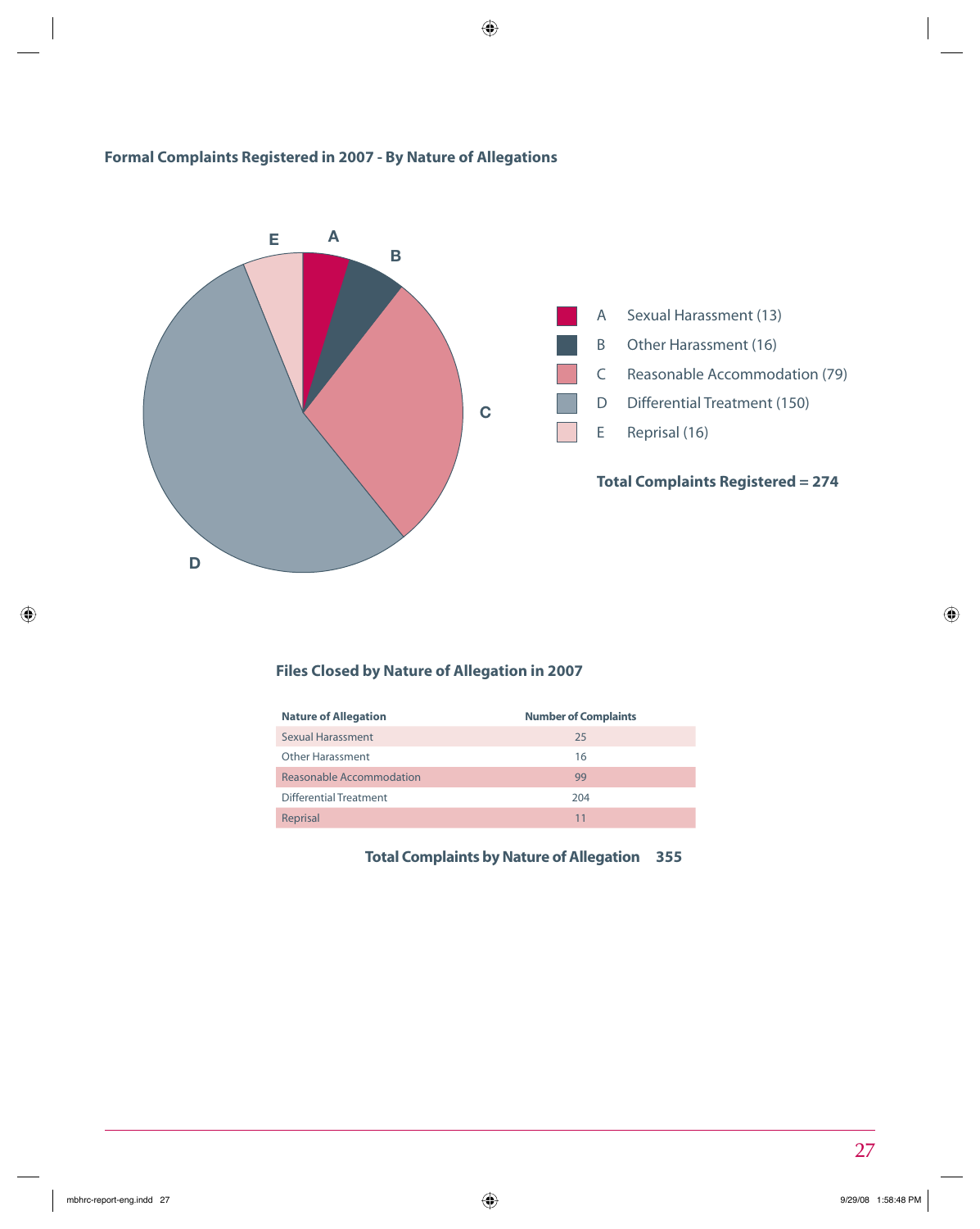### Formal Complaints Registered in 2007 - By Nature of Allegations

- A Sexual Harassment (13)
- B Other Harassment (16)
- C Reasonable Accommodation (79)
- D Differential Treatment (150)
- E Reprisal (16)

**Total Complaints Registered = 274**

### Files Closed by Nature of Allegation in 2007

| Nature of Allegation | Number of Complaints |
| --- | --- |
| Sexual Harassment | 25 |
| Other Harassment | 16 |
| Reasonable Accommodation | 99 |
| Differential Treatment | 204 |
| Reprisal | 11 |

**Total Complaints by Nature of Allegation 355**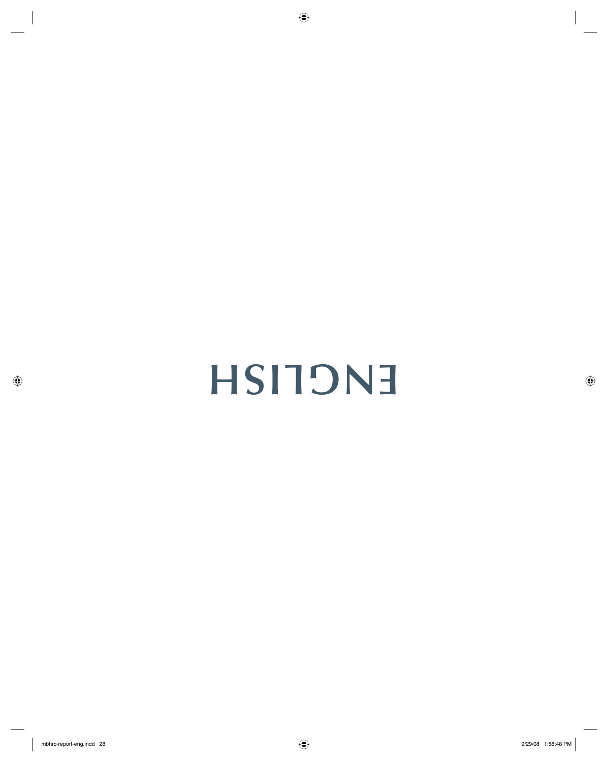# ENGLISH